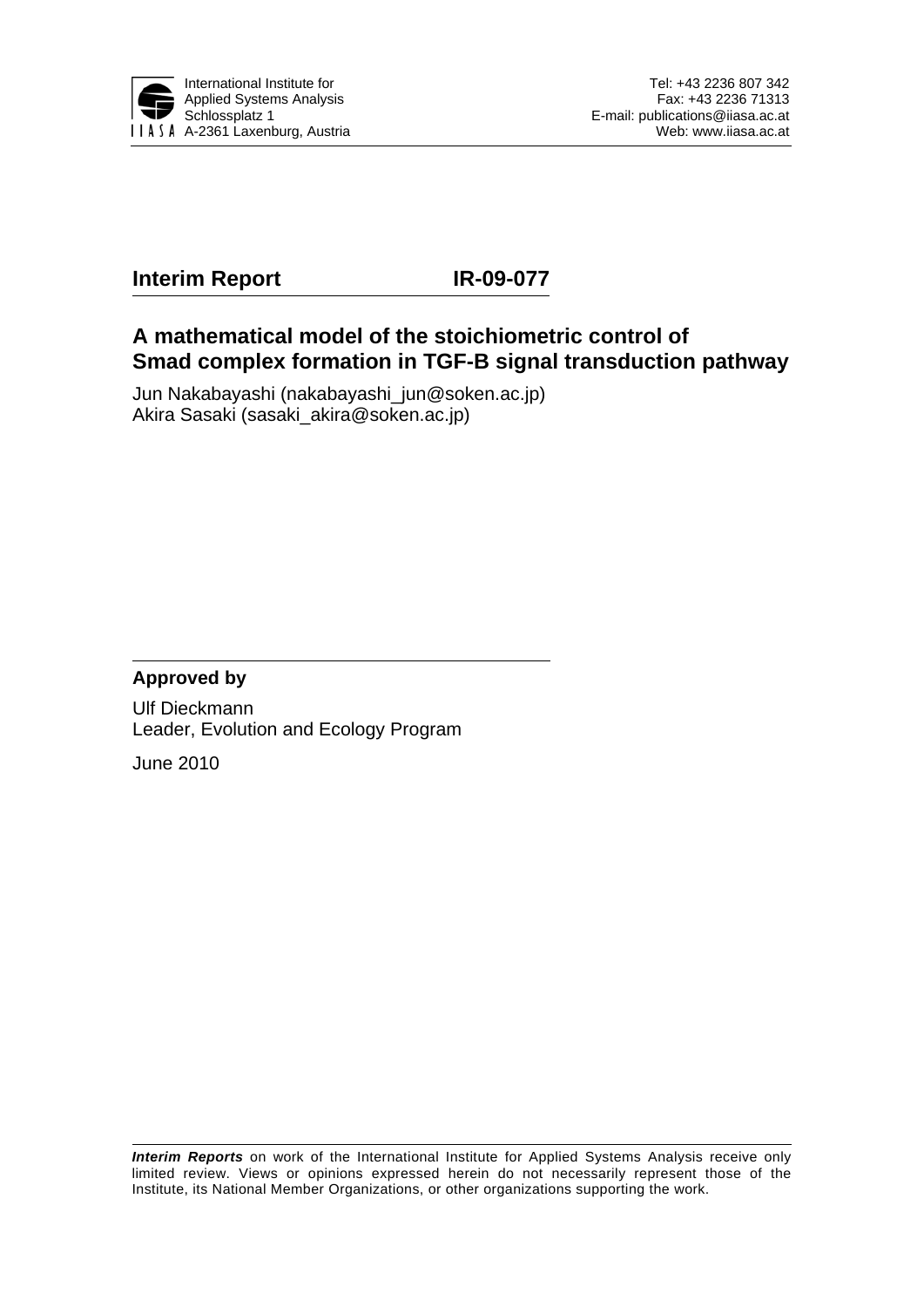International Institute for Applied Systems Analysis
Schlossplatz 1
A-2361 Laxenburg, Austria

Tel: +43 2236 807 342
Fax: +43 2236 71313
E-mail: publications@iiasa.ac.at
Web: www.iiasa.ac.at

**Interim Report IR-09-077**

# A mathematical model of the stoichiometric control of Smad complex formation in TGF-B signal transduction pathway

Jun Nakabayashi (nakabayashi_jun@soken.ac.jp)
Akira Sasaki (sasaki_akira@soken.ac.jp)

**Approved by**

Ulf Dieckmann
Leader, Evolution and Ecology Program

June 2010

***Interim Reports*** on work of the International Institute for Applied Systems Analysis receive only limited review. Views or opinions expressed herein do not necessarily represent those of the Institute, its National Member Organizations, or other organizations supporting the work.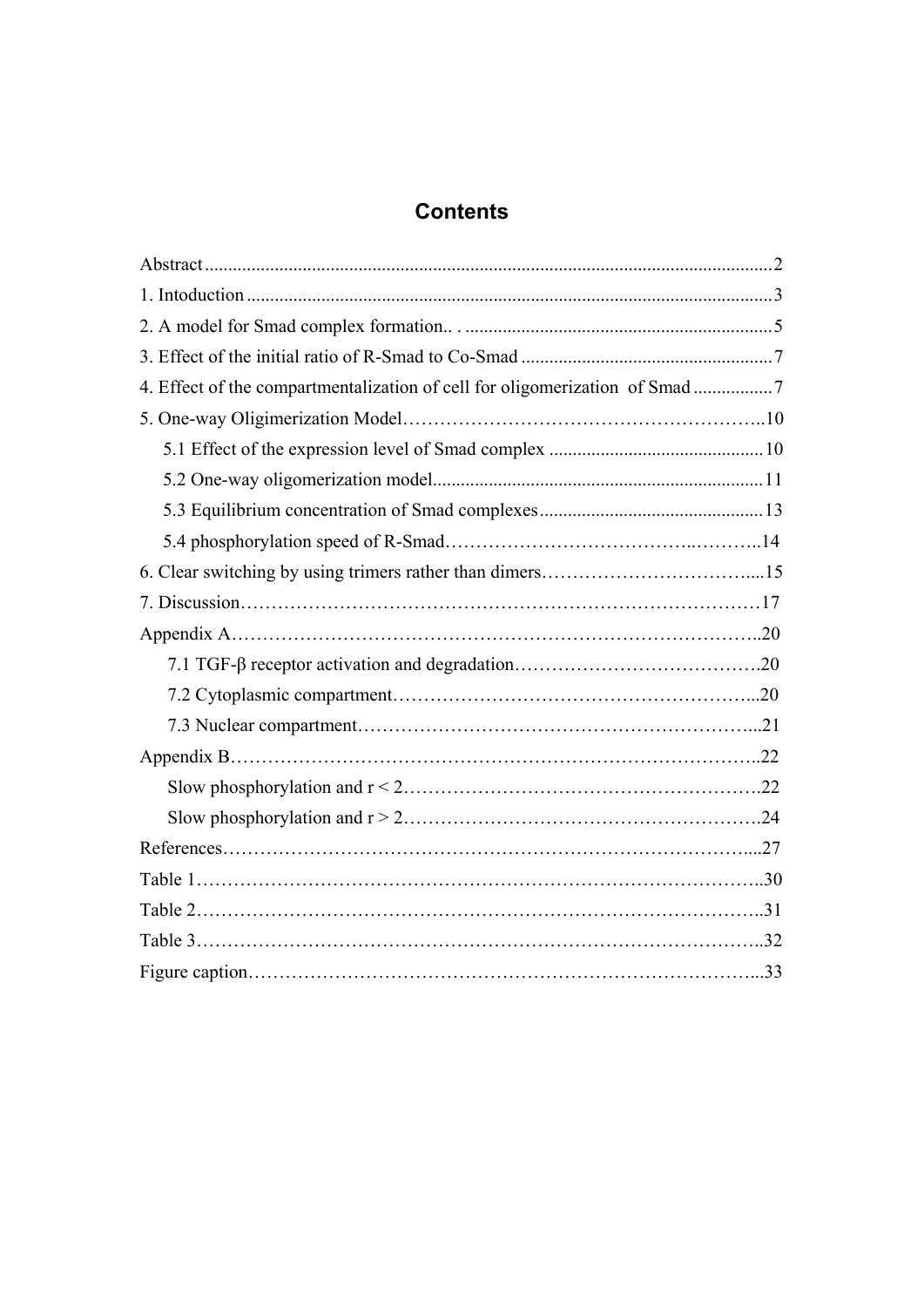# Contents

Abstract......................................................................................................................2

1. Intoduction................................................................................................................3

2. A model for Smad complex formation.. . ..................................................................5

3. Effect of the initial ratio of R-Smad to Co-Smad......................................................7

4. Effect of the compartmentalization of cell for oligomerization of Smad.................7

5. One-way Oligimerization Model…………………………………………………..10

   5.1 Effect of the expression level of Smad complex..............................................10

   5.2 One-way oligomerization model.......................................................................11

   5.3 Equilibrium concentration of Smad complexes................................................13

   5.4 phosphorylation speed of R-Smad……………………………….………..14

6. Clear switching by using trimers rather than dimers…………………………….....15

7. Discussion……………………………………………………………………………17

Appendix A………………………………………………………………………….…..20

   7.1 TGF-β receptor activation and degradation………………………………….20

   7.2 Cytoplasmic compartment……………………………………………………...20

   7.3 Nuclear compartment……………………………………………………….....21

Appendix B……………………………………………………………………………..22

   Slow phosphorylation and r < 2………………………………………………….22

   Slow phosphorylation and r > 2………………………………………………….24

References……………………………………………………………………………....27

Table 1…………………………………………………………………………………..30

Table 2…………………………………………………………………………………..31

Table 3…………………………………………………………………………………..32

Figure caption…………………………………………………………………………...33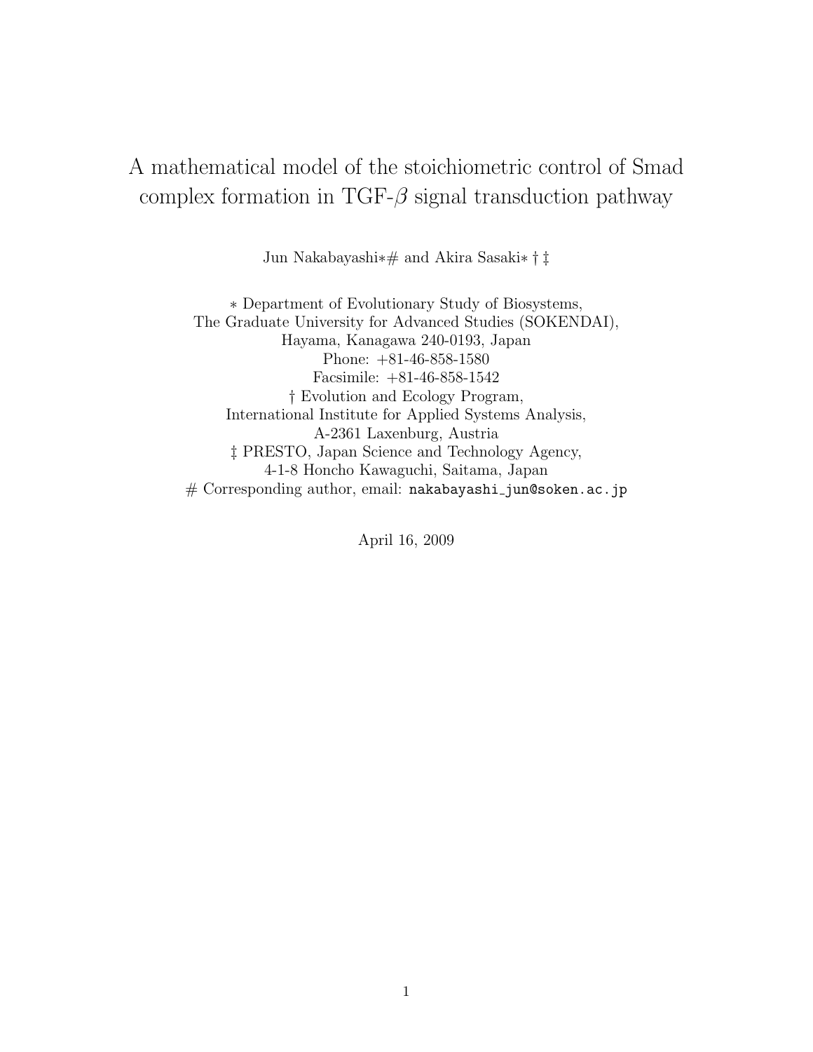# A mathematical model of the stoichiometric control of Smad complex formation in TGF-$\beta$ signal transduction pathway

Jun Nakabayashi∗# and Akira Sasaki∗ † ‡

∗ Department of Evolutionary Study of Biosystems,
The Graduate University for Advanced Studies (SOKENDAI),
Hayama, Kanagawa 240-0193, Japan
Phone: +81-46-858-1580
Facsimile: +81-46-858-1542
† Evolution and Ecology Program,
International Institute for Applied Systems Analysis,
A-2361 Laxenburg, Austria
‡ PRESTO, Japan Science and Technology Agency,
4-1-8 Honcho Kawaguchi, Saitama, Japan
# Corresponding author, email: nakabayashi_jun@soken.ac.jp

April 16, 2009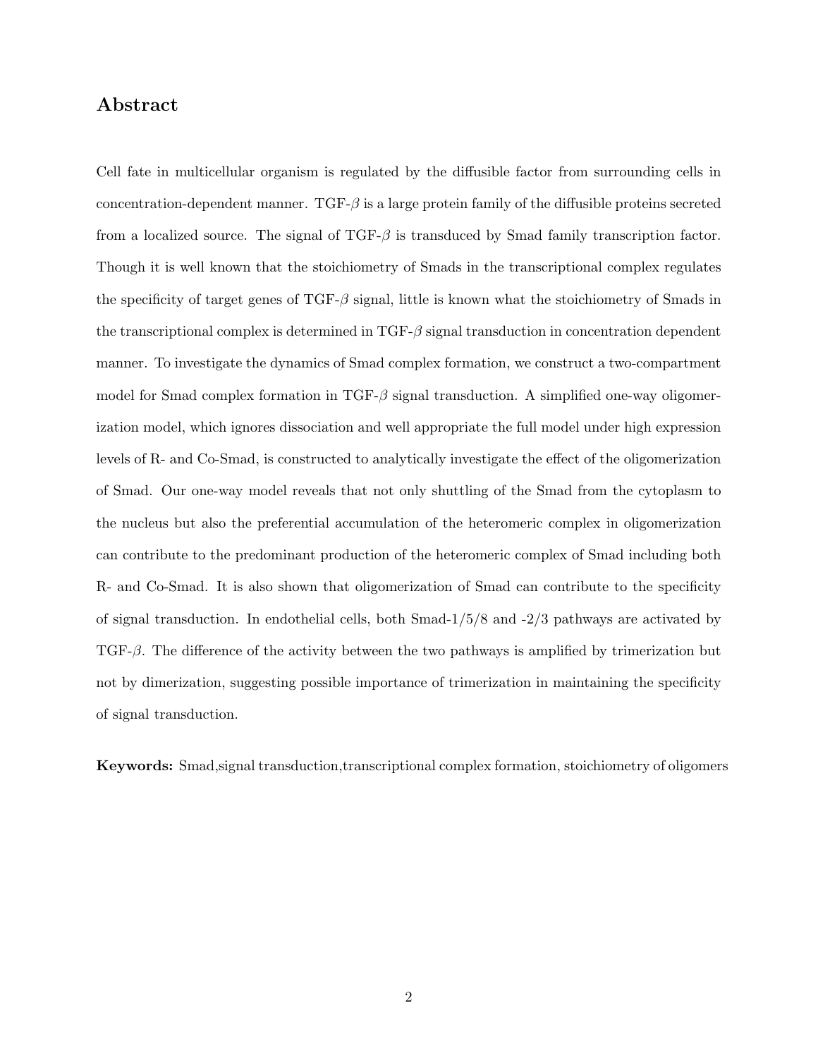## Abstract

Cell fate in multicellular organism is regulated by the diffusible factor from surrounding cells in concentration-dependent manner. TGF-$\beta$ is a large protein family of the diffusible proteins secreted from a localized source. The signal of TGF-$\beta$ is transduced by Smad family transcription factor. Though it is well known that the stoichiometry of Smads in the transcriptional complex regulates the specificity of target genes of TGF-$\beta$ signal, little is known what the stoichiometry of Smads in the transcriptional complex is determined in TGF-$\beta$ signal transduction in concentration dependent manner. To investigate the dynamics of Smad complex formation, we construct a two-compartment model for Smad complex formation in TGF-$\beta$ signal transduction. A simplified one-way oligomerization model, which ignores dissociation and well appropriate the full model under high expression levels of R- and Co-Smad, is constructed to analytically investigate the effect of the oligomerization of Smad. Our one-way model reveals that not only shuttling of the Smad from the cytoplasm to the nucleus but also the preferential accumulation of the heteromeric complex in oligomerization can contribute to the predominant production of the heteromeric complex of Smad including both R- and Co-Smad. It is also shown that oligomerization of Smad can contribute to the specificity of signal transduction. In endothelial cells, both Smad-1/5/8 and -2/3 pathways are activated by TGF-$\beta$. The difference of the activity between the two pathways is amplified by trimerization but not by dimerization, suggesting possible importance of trimerization in maintaining the specificity of signal transduction.

**Keywords:** Smad,signal transduction,transcriptional complex formation, stoichiometry of oligomers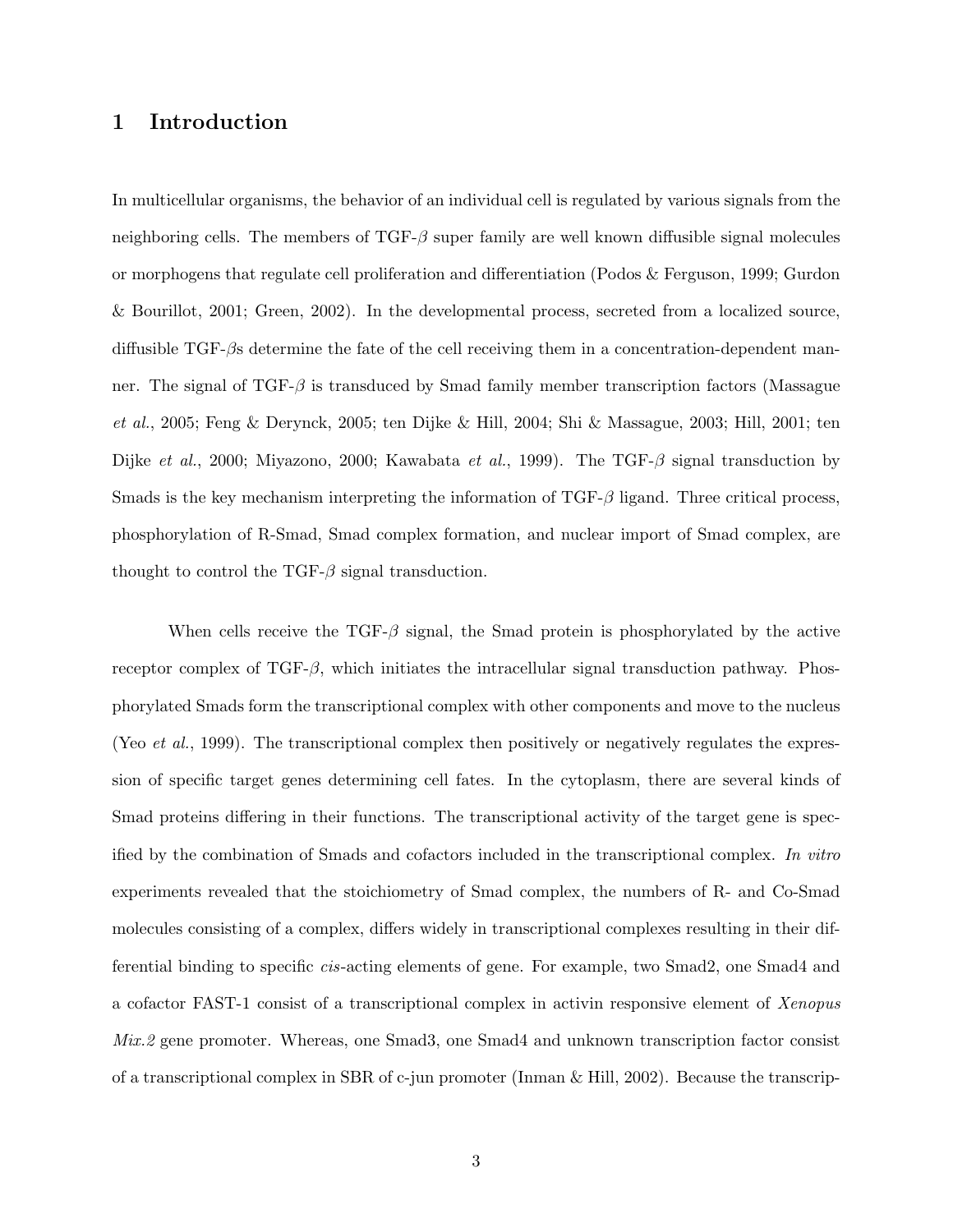# 1 Introduction

In multicellular organisms, the behavior of an individual cell is regulated by various signals from the neighboring cells. The members of TGF-$\beta$ super family are well known diffusible signal molecules or morphogens that regulate cell proliferation and differentiation (Podos & Ferguson, 1999; Gurdon & Bourillot, 2001; Green, 2002). In the developmental process, secreted from a localized source, diffusible TGF-$\beta$s determine the fate of the cell receiving them in a concentration-dependent manner. The signal of TGF-$\beta$ is transduced by Smad family member transcription factors (Massague *et al.*, 2005; Feng & Derynck, 2005; ten Dijke & Hill, 2004; Shi & Massague, 2003; Hill, 2001; ten Dijke *et al.*, 2000; Miyazono, 2000; Kawabata *et al.*, 1999). The TGF-$\beta$ signal transduction by Smads is the key mechanism interpreting the information of TGF-$\beta$ ligand. Three critical process, phosphorylation of R-Smad, Smad complex formation, and nuclear import of Smad complex, are thought to control the TGF-$\beta$ signal transduction.

When cells receive the TGF-$\beta$ signal, the Smad protein is phosphorylated by the active receptor complex of TGF-$\beta$, which initiates the intracellular signal transduction pathway. Phosphorylated Smads form the transcriptional complex with other components and move to the nucleus (Yeo *et al.*, 1999). The transcriptional complex then positively or negatively regulates the expression of specific target genes determining cell fates. In the cytoplasm, there are several kinds of Smad proteins differing in their functions. The transcriptional activity of the target gene is specified by the combination of Smads and cofactors included in the transcriptional complex. *In vitro* experiments revealed that the stoichiometry of Smad complex, the numbers of R- and Co-Smad molecules consisting of a complex, differs widely in transcriptional complexes resulting in their differential binding to specific *cis*-acting elements of gene. For example, two Smad2, one Smad4 and a cofactor FAST-1 consist of a transcriptional complex in activin responsive element of *Xenopus Mix.2* gene promoter. Whereas, one Smad3, one Smad4 and unknown transcription factor consist of a transcriptional complex in SBR of c-jun promoter (Inman & Hill, 2002). Because the transcrip-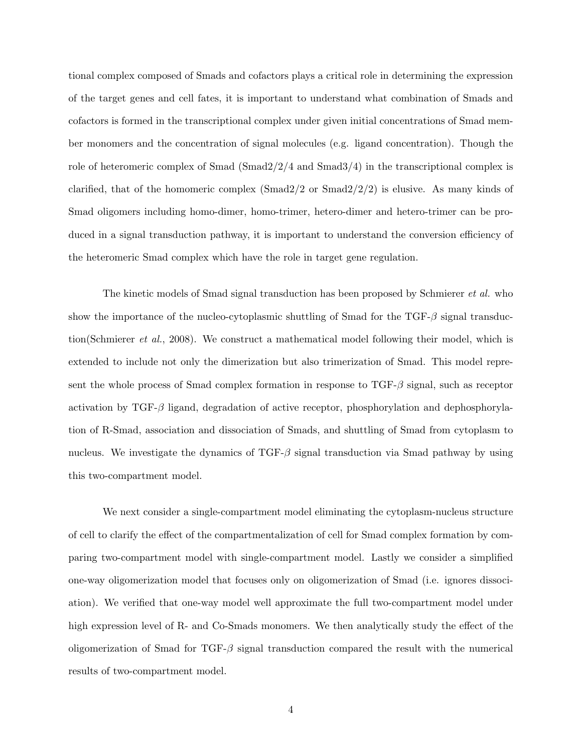tional complex composed of Smads and cofactors plays a critical role in determining the expression of the target genes and cell fates, it is important to understand what combination of Smads and cofactors is formed in the transcriptional complex under given initial concentrations of Smad member monomers and the concentration of signal molecules (e.g. ligand concentration). Though the role of heteromeric complex of Smad (Smad2/2/4 and Smad3/4) in the transcriptional complex is clarified, that of the homomeric complex (Smad2/2 or Smad2/2/2) is elusive. As many kinds of Smad oligomers including homo-dimer, homo-trimer, hetero-dimer and hetero-trimer can be produced in a signal transduction pathway, it is important to understand the conversion efficiency of the heteromeric Smad complex which have the role in target gene regulation.

The kinetic models of Smad signal transduction has been proposed by Schmierer *et al.* who show the importance of the nucleo-cytoplasmic shuttling of Smad for the TGF-$\beta$ signal transduction(Schmierer *et al.*, 2008). We construct a mathematical model following their model, which is extended to include not only the dimerization but also trimerization of Smad. This model represent the whole process of Smad complex formation in response to TGF-$\beta$ signal, such as receptor activation by TGF-$\beta$ ligand, degradation of active receptor, phosphorylation and dephosphorylation of R-Smad, association and dissociation of Smads, and shuttling of Smad from cytoplasm to nucleus. We investigate the dynamics of TGF-$\beta$ signal transduction via Smad pathway by using this two-compartment model.

We next consider a single-compartment model eliminating the cytoplasm-nucleus structure of cell to clarify the effect of the compartmentalization of cell for Smad complex formation by comparing two-compartment model with single-compartment model. Lastly we consider a simplified one-way oligomerization model that focuses only on oligomerization of Smad (i.e. ignores dissociation). We verified that one-way model well approximate the full two-compartment model under high expression level of R- and Co-Smads monomers. We then analytically study the effect of the oligomerization of Smad for TGF-$\beta$ signal transduction compared the result with the numerical results of two-compartment model.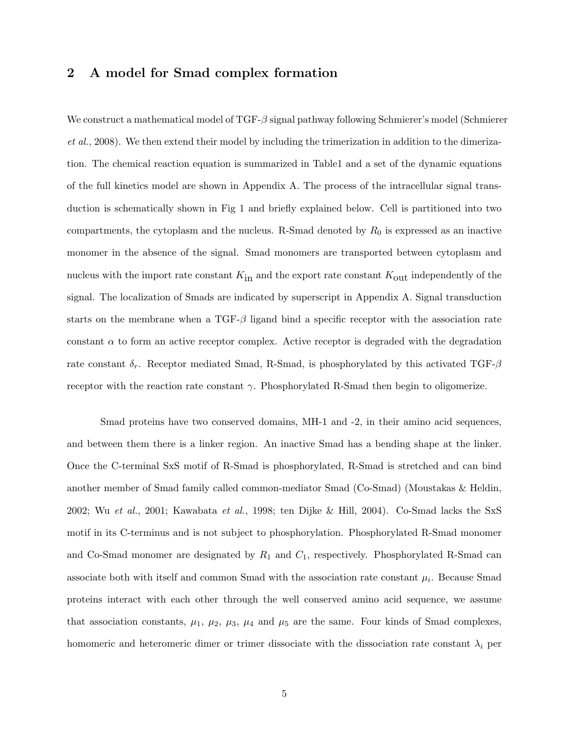## 2 A model for Smad complex formation

We construct a mathematical model of TGF-$\beta$ signal pathway following Schmierer's model (Schmierer *et al.*, 2008). We then extend their model by including the trimerization in addition to the dimerization. The chemical reaction equation is summarized in Table1 and a set of the dynamic equations of the full kinetics model are shown in Appendix A. The process of the intracellular signal transduction is schematically shown in Fig 1 and briefly explained below. Cell is partitioned into two compartments, the cytoplasm and the nucleus. R-Smad denoted by $R_0$ is expressed as an inactive monomer in the absence of the signal. Smad monomers are transported between cytoplasm and nucleus with the import rate constant $K_{\text{in}}$ and the export rate constant $K_{\text{out}}$ independently of the signal. The localization of Smads are indicated by superscript in Appendix A. Signal transduction starts on the membrane when a TGF-$\beta$ ligand bind a specific receptor with the association rate constant $\alpha$ to form an active receptor complex. Active receptor is degraded with the degradation rate constant $\delta_r$. Receptor mediated Smad, R-Smad, is phosphorylated by this activated TGF-$\beta$ receptor with the reaction rate constant $\gamma$. Phosphorylated R-Smad then begin to oligomerize.

Smad proteins have two conserved domains, MH-1 and -2, in their amino acid sequences, and between them there is a linker region. An inactive Smad has a bending shape at the linker. Once the C-terminal SxS motif of R-Smad is phosphorylated, R-Smad is stretched and can bind another member of Smad family called common-mediator Smad (Co-Smad) (Moustakas & Heldin, 2002; Wu *et al.*, 2001; Kawabata *et al.*, 1998; ten Dijke & Hill, 2004). Co-Smad lacks the SxS motif in its C-terminus and is not subject to phosphorylation. Phosphorylated R-Smad monomer and Co-Smad monomer are designated by $R_1$ and $C_1$, respectively. Phosphorylated R-Smad can associate both with itself and common Smad with the association rate constant $\mu_i$. Because Smad proteins interact with each other through the well conserved amino acid sequence, we assume that association constants, $\mu_1$, $\mu_2$, $\mu_3$, $\mu_4$ and $\mu_5$ are the same. Four kinds of Smad complexes, homomeric and heteromeric dimer or trimer dissociate with the dissociation rate constant $\lambda_i$ per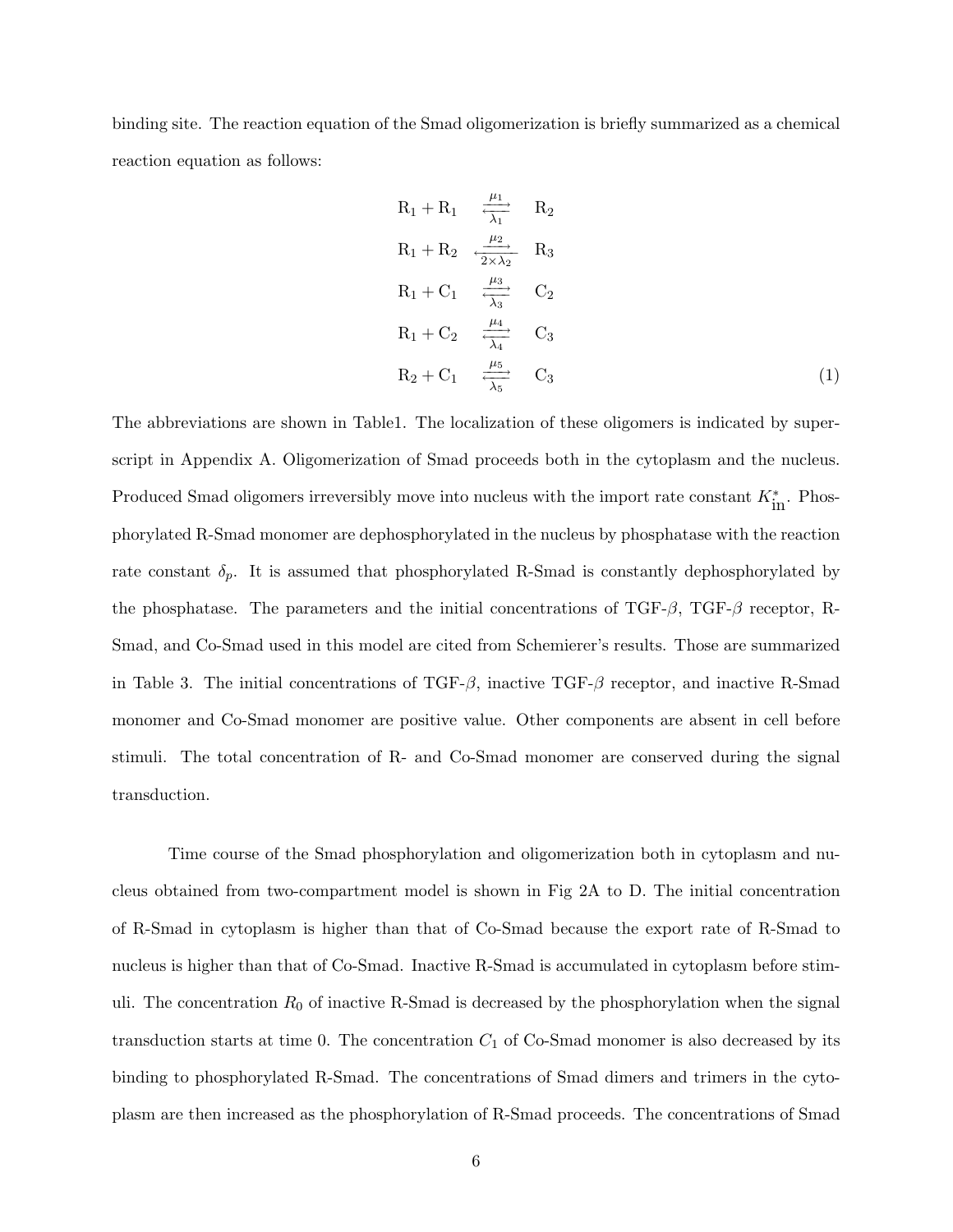binding site. The reaction equation of the Smad oligomerization is briefly summarized as a chemical reaction equation as follows:

$$
\begin{aligned}
\mathrm{R}_1 + \mathrm{R}_1 &\underset{\lambda_1}{\overset{\mu_1}{\rightleftharpoons}} \mathrm{R}_2 \\
\mathrm{R}_1 + \mathrm{R}_2 &\underset{2\times\lambda_2}{\overset{\mu_2}{\rightleftharpoons}} \mathrm{R}_3 \\
\mathrm{R}_1 + \mathrm{C}_1 &\underset{\lambda_3}{\overset{\mu_3}{\rightleftharpoons}} \mathrm{C}_2 \\
\mathrm{R}_1 + \mathrm{C}_2 &\underset{\lambda_4}{\overset{\mu_4}{\rightleftharpoons}} \mathrm{C}_3 \\
\mathrm{R}_2 + \mathrm{C}_1 &\underset{\lambda_5}{\overset{\mu_5}{\rightleftharpoons}} \mathrm{C}_3
\end{aligned}
\tag{1}
$$

The abbreviations are shown in Table1. The localization of these oligomers is indicated by superscript in Appendix A. Oligomerization of Smad proceeds both in the cytoplasm and the nucleus. Produced Smad oligomers irreversibly move into nucleus with the import rate constant $K^*_{\mathrm{in}}$. Phosphorylated R-Smad monomer are dephosphorylated in the nucleus by phosphatase with the reaction rate constant $\delta_p$. It is assumed that phosphorylated R-Smad is constantly dephosphorylated by the phosphatase. The parameters and the initial concentrations of TGF-$\beta$, TGF-$\beta$ receptor, R-Smad, and Co-Smad used in this model are cited from Schemierer's results. Those are summarized in Table 3. The initial concentrations of TGF-$\beta$, inactive TGF-$\beta$ receptor, and inactive R-Smad monomer and Co-Smad monomer are positive value. Other components are absent in cell before stimuli. The total concentration of R- and Co-Smad monomer are conserved during the signal transduction.

Time course of the Smad phosphorylation and oligomerization both in cytoplasm and nucleus obtained from two-compartment model is shown in Fig 2A to D. The initial concentration of R-Smad in cytoplasm is higher than that of Co-Smad because the export rate of R-Smad to nucleus is higher than that of Co-Smad. Inactive R-Smad is accumulated in cytoplasm before stimuli. The concentration $R_0$ of inactive R-Smad is decreased by the phosphorylation when the signal transduction starts at time 0. The concentration $C_1$ of Co-Smad monomer is also decreased by its binding to phosphorylated R-Smad. The concentrations of Smad dimers and trimers in the cytoplasm are then increased as the phosphorylation of R-Smad proceeds. The concentrations of Smad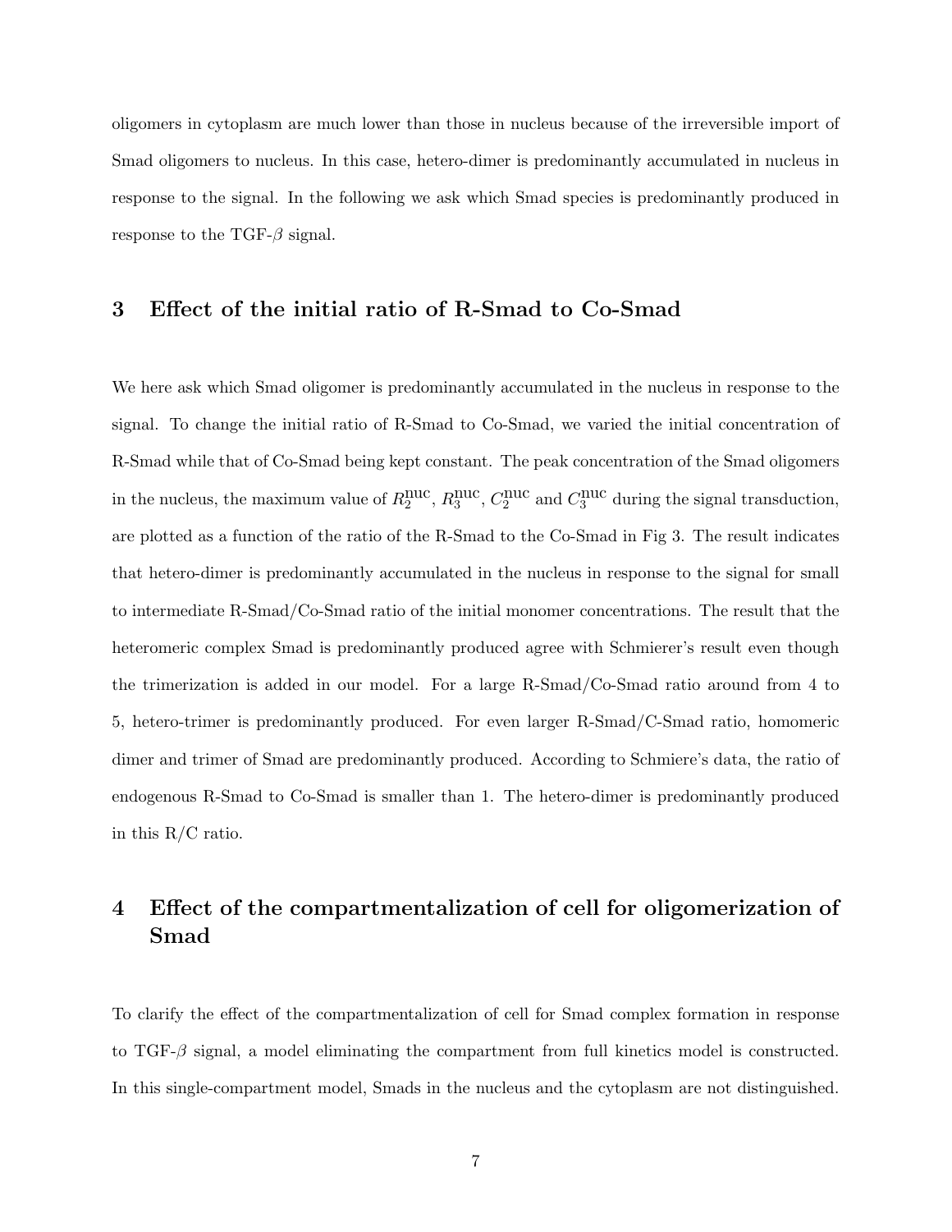oligomers in cytoplasm are much lower than those in nucleus because of the irreversible import of Smad oligomers to nucleus. In this case, hetero-dimer is predominantly accumulated in nucleus in response to the signal. In the following we ask which Smad species is predominantly produced in response to the TGF-$\beta$ signal.

## 3 Effect of the initial ratio of R-Smad to Co-Smad

We here ask which Smad oligomer is predominantly accumulated in the nucleus in response to the signal. To change the initial ratio of R-Smad to Co-Smad, we varied the initial concentration of R-Smad while that of Co-Smad being kept constant. The peak concentration of the Smad oligomers in the nucleus, the maximum value of $R_2^{\mathrm{nuc}}$, $R_3^{\mathrm{nuc}}$, $C_2^{\mathrm{nuc}}$ and $C_3^{\mathrm{nuc}}$ during the signal transduction, are plotted as a function of the ratio of the R-Smad to the Co-Smad in Fig 3. The result indicates that hetero-dimer is predominantly accumulated in the nucleus in response to the signal for small to intermediate R-Smad/Co-Smad ratio of the initial monomer concentrations. The result that the heteromeric complex Smad is predominantly produced agree with Schmierer's result even though the trimerization is added in our model. For a large R-Smad/Co-Smad ratio around from 4 to 5, hetero-trimer is predominantly produced. For even larger R-Smad/C-Smad ratio, homomeric dimer and trimer of Smad are predominantly produced. According to Schmiere's data, the ratio of endogenous R-Smad to Co-Smad is smaller than 1. The hetero-dimer is predominantly produced in this R/C ratio.

## 4 Effect of the compartmentalization of cell for oligomerization of Smad

To clarify the effect of the compartmentalization of cell for Smad complex formation in response to TGF-$\beta$ signal, a model eliminating the compartment from full kinetics model is constructed. In this single-compartment model, Smads in the nucleus and the cytoplasm are not distinguished.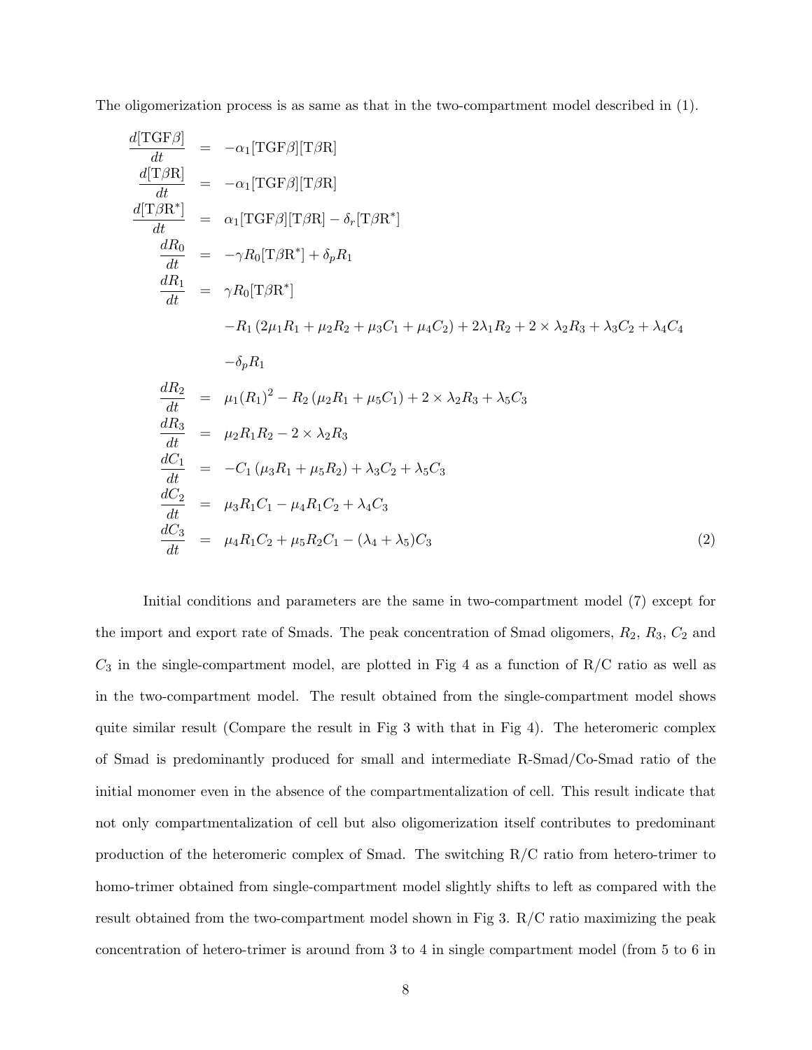The oligomerization process is as same as that in the two-compartment model described in (1).

$$
\begin{aligned}
\frac{d[\mathrm{TGF}\beta]}{dt} &= -\alpha_1[\mathrm{TGF}\beta][\mathrm{T}\beta\mathrm{R}] \\
\frac{d[\mathrm{T}\beta\mathrm{R}]}{dt} &= -\alpha_1[\mathrm{TGF}\beta][\mathrm{T}\beta\mathrm{R}] \\
\frac{d[\mathrm{T}\beta\mathrm{R}^*]}{dt} &= \alpha_1[\mathrm{TGF}\beta][\mathrm{T}\beta\mathrm{R}] - \delta_r[\mathrm{T}\beta\mathrm{R}^*] \\
\frac{dR_0}{dt} &= -\gamma R_0[\mathrm{T}\beta\mathrm{R}^*] + \delta_p R_1 \\
\frac{dR_1}{dt} &= \gamma R_0[\mathrm{T}\beta\mathrm{R}^*] \\
&\quad -R_1\left(2\mu_1 R_1 + \mu_2 R_2 + \mu_3 C_1 + \mu_4 C_2\right) + 2\lambda_1 R_2 + 2\times\lambda_2 R_3 + \lambda_3 C_2 + \lambda_4 C_4 \\
&\quad -\delta_p R_1 \\
\frac{dR_2}{dt} &= \mu_1 (R_1)^2 - R_2\left(\mu_2 R_1 + \mu_5 C_1\right) + 2\times\lambda_2 R_3 + \lambda_5 C_3 \\
\frac{dR_3}{dt} &= \mu_2 R_1 R_2 - 2\times\lambda_2 R_3 \\
\frac{dC_1}{dt} &= -C_1\left(\mu_3 R_1 + \mu_5 R_2\right) + \lambda_3 C_2 + \lambda_5 C_3 \\
\frac{dC_2}{dt} &= \mu_3 R_1 C_1 - \mu_4 R_1 C_2 + \lambda_4 C_3 \\
\frac{dC_3}{dt} &= \mu_4 R_1 C_2 + \mu_5 R_2 C_1 - (\lambda_4 + \lambda_5) C_3
\end{aligned}
\tag{2}
$$

Initial conditions and parameters are the same in two-compartment model (7) except for the import and export rate of Smads. The peak concentration of Smad oligomers, $R_2$, $R_3$, $C_2$ and $C_3$ in the single-compartment model, are plotted in Fig 4 as a function of R/C ratio as well as in the two-compartment model. The result obtained from the single-compartment model shows quite similar result (Compare the result in Fig 3 with that in Fig 4). The heteromeric complex of Smad is predominantly produced for small and intermediate R-Smad/Co-Smad ratio of the initial monomer even in the absence of the compartmentalization of cell. This result indicate that not only compartmentalization of cell but also oligomerization itself contributes to predominant production of the heteromeric complex of Smad. The switching R/C ratio from hetero-trimer to homo-trimer obtained from single-compartment model slightly shifts to left as compared with the result obtained from the two-compartment model shown in Fig 3. R/C ratio maximizing the peak concentration of hetero-trimer is around from 3 to 4 in single compartment model (from 5 to 6 in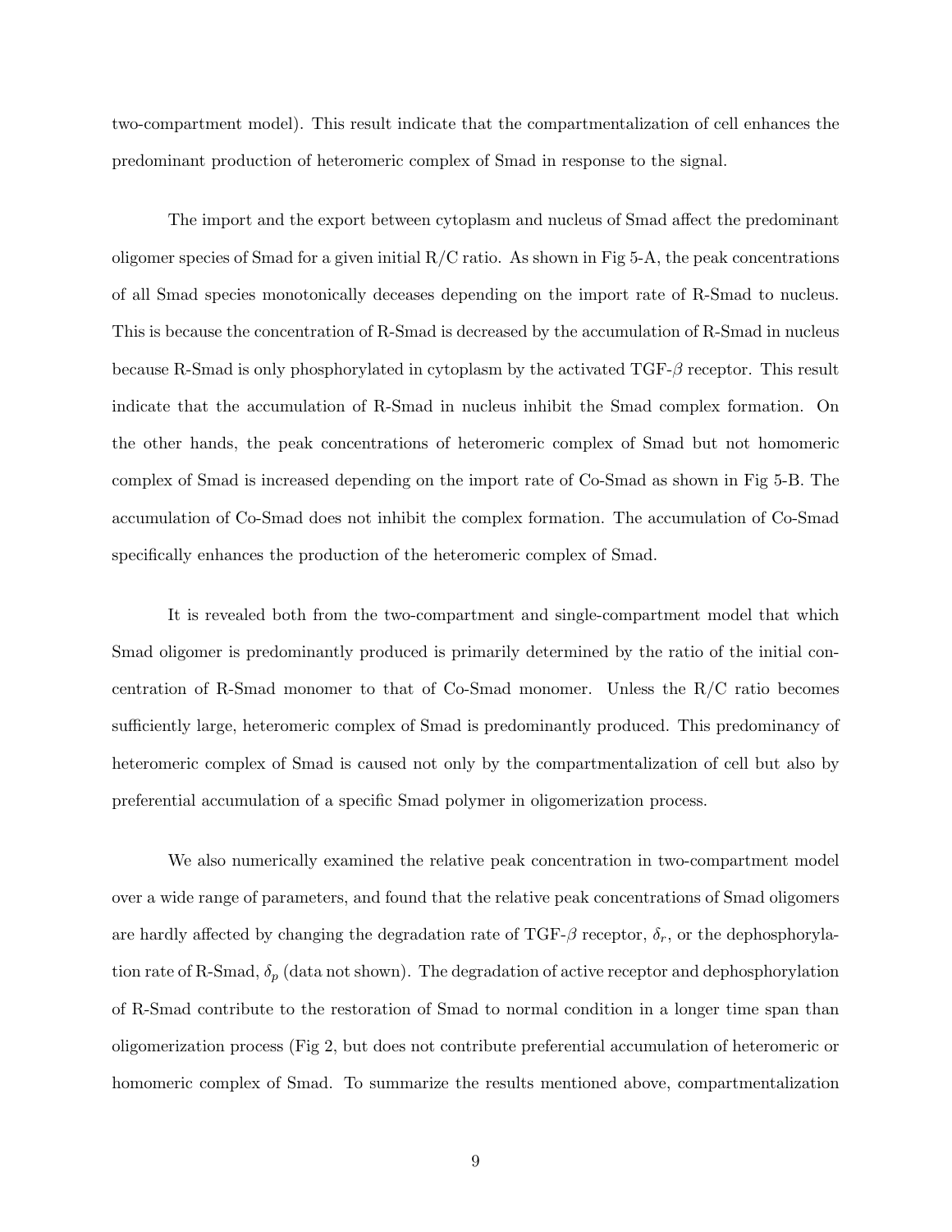two-compartment model). This result indicate that the compartmentalization of cell enhances the predominant production of heteromeric complex of Smad in response to the signal.

The import and the export between cytoplasm and nucleus of Smad affect the predominant oligomer species of Smad for a given initial R/C ratio. As shown in Fig 5-A, the peak concentrations of all Smad species monotonically deceases depending on the import rate of R-Smad to nucleus. This is because the concentration of R-Smad is decreased by the accumulation of R-Smad in nucleus because R-Smad is only phosphorylated in cytoplasm by the activated TGF-$\beta$ receptor. This result indicate that the accumulation of R-Smad in nucleus inhibit the Smad complex formation. On the other hands, the peak concentrations of heteromeric complex of Smad but not homomeric complex of Smad is increased depending on the import rate of Co-Smad as shown in Fig 5-B. The accumulation of Co-Smad does not inhibit the complex formation. The accumulation of Co-Smad specifically enhances the production of the heteromeric complex of Smad.

It is revealed both from the two-compartment and single-compartment model that which Smad oligomer is predominantly produced is primarily determined by the ratio of the initial concentration of R-Smad monomer to that of Co-Smad monomer. Unless the R/C ratio becomes sufficiently large, heteromeric complex of Smad is predominantly produced. This predominancy of heteromeric complex of Smad is caused not only by the compartmentalization of cell but also by preferential accumulation of a specific Smad polymer in oligomerization process.

We also numerically examined the relative peak concentration in two-compartment model over a wide range of parameters, and found that the relative peak concentrations of Smad oligomers are hardly affected by changing the degradation rate of TGF-$\beta$ receptor, $\delta_r$, or the dephosphorylation rate of R-Smad, $\delta_p$ (data not shown). The degradation of active receptor and dephosphorylation of R-Smad contribute to the restoration of Smad to normal condition in a longer time span than oligomerization process (Fig 2, but does not contribute preferential accumulation of heteromeric or homomeric complex of Smad. To summarize the results mentioned above, compartmentalization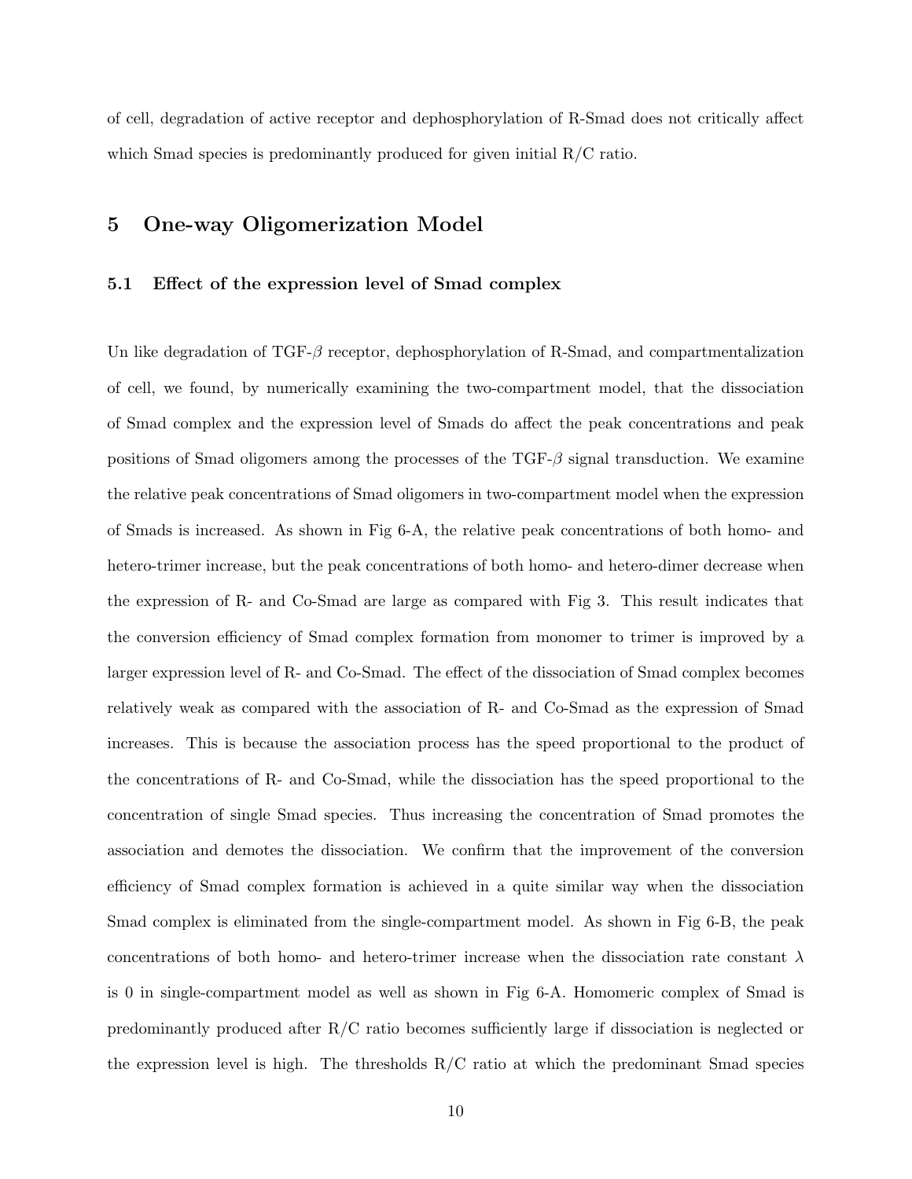of cell, degradation of active receptor and dephosphorylation of R-Smad does not critically affect which Smad species is predominantly produced for given initial R/C ratio.

## 5 One-way Oligomerization Model

### 5.1 Effect of the expression level of Smad complex

Un like degradation of TGF-$\beta$ receptor, dephosphorylation of R-Smad, and compartmentalization of cell, we found, by numerically examining the two-compartment model, that the dissociation of Smad complex and the expression level of Smads do affect the peak concentrations and peak positions of Smad oligomers among the processes of the TGF-$\beta$ signal transduction. We examine the relative peak concentrations of Smad oligomers in two-compartment model when the expression of Smads is increased. As shown in Fig 6-A, the relative peak concentrations of both homo- and hetero-trimer increase, but the peak concentrations of both homo- and hetero-dimer decrease when the expression of R- and Co-Smad are large as compared with Fig 3. This result indicates that the conversion efficiency of Smad complex formation from monomer to trimer is improved by a larger expression level of R- and Co-Smad. The effect of the dissociation of Smad complex becomes relatively weak as compared with the association of R- and Co-Smad as the expression of Smad increases. This is because the association process has the speed proportional to the product of the concentrations of R- and Co-Smad, while the dissociation has the speed proportional to the concentration of single Smad species. Thus increasing the concentration of Smad promotes the association and demotes the dissociation. We confirm that the improvement of the conversion efficiency of Smad complex formation is achieved in a quite similar way when the dissociation Smad complex is eliminated from the single-compartment model. As shown in Fig 6-B, the peak concentrations of both homo- and hetero-trimer increase when the dissociation rate constant $\lambda$ is 0 in single-compartment model as well as shown in Fig 6-A. Homomeric complex of Smad is predominantly produced after R/C ratio becomes sufficiently large if dissociation is neglected or the expression level is high. The thresholds R/C ratio at which the predominant Smad species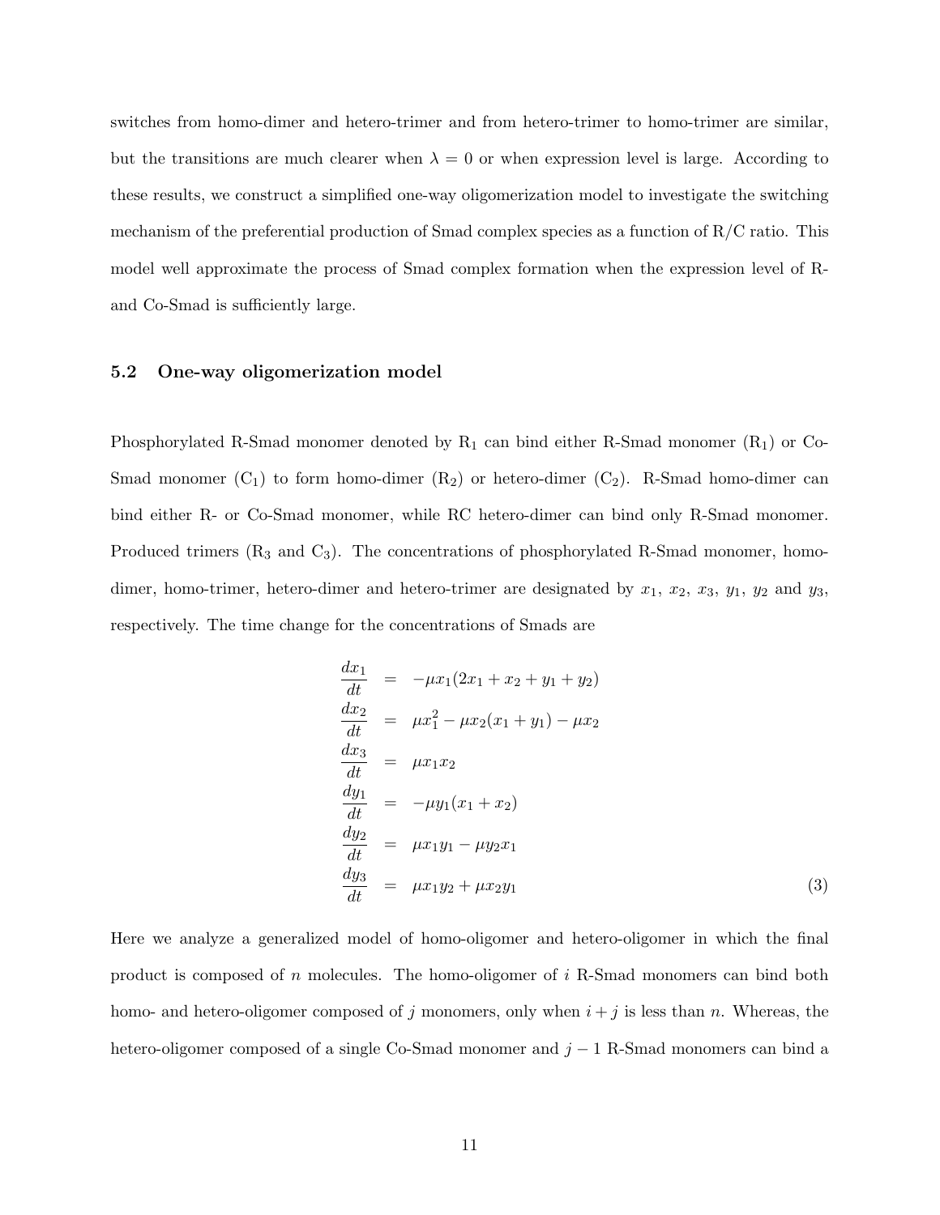switches from homo-dimer and hetero-trimer and from hetero-trimer to homo-trimer are similar, but the transitions are much clearer when $\lambda = 0$ or when expression level is large. According to these results, we construct a simplified one-way oligomerization model to investigate the switching mechanism of the preferential production of Smad complex species as a function of R/C ratio. This model well approximate the process of Smad complex formation when the expression level of R- and Co-Smad is sufficiently large.

### 5.2 One-way oligomerization model

Phosphorylated R-Smad monomer denoted by $R_1$ can bind either R-Smad monomer ($R_1$) or Co-Smad monomer ($C_1$) to form homo-dimer ($R_2$) or hetero-dimer ($C_2$). R-Smad homo-dimer can bind either R- or Co-Smad monomer, while RC hetero-dimer can bind only R-Smad monomer. Produced trimers ($R_3$ and $C_3$). The concentrations of phosphorylated R-Smad monomer, homo-dimer, homo-trimer, hetero-dimer and hetero-trimer are designated by $x_1$, $x_2$, $x_3$, $y_1$, $y_2$ and $y_3$, respectively. The time change for the concentrations of Smads are

$$
\begin{aligned}
\frac{dx_1}{dt} &= -\mu x_1(2x_1 + x_2 + y_1 + y_2) \\
\frac{dx_2}{dt} &= \mu x_1^2 - \mu x_2(x_1 + y_1) - \mu x_2 \\
\frac{dx_3}{dt} &= \mu x_1 x_2 \\
\frac{dy_1}{dt} &= -\mu y_1(x_1 + x_2) \\
\frac{dy_2}{dt} &= \mu x_1 y_1 - \mu y_2 x_1 \\
\frac{dy_3}{dt} &= \mu x_1 y_2 + \mu x_2 y_1
\end{aligned}
\tag{3}
$$

Here we analyze a generalized model of homo-oligomer and hetero-oligomer in which the final product is composed of $n$ molecules. The homo-oligomer of $i$ R-Smad monomers can bind both homo- and hetero-oligomer composed of $j$ monomers, only when $i + j$ is less than $n$. Whereas, the hetero-oligomer composed of a single Co-Smad monomer and $j - 1$ R-Smad monomers can bind a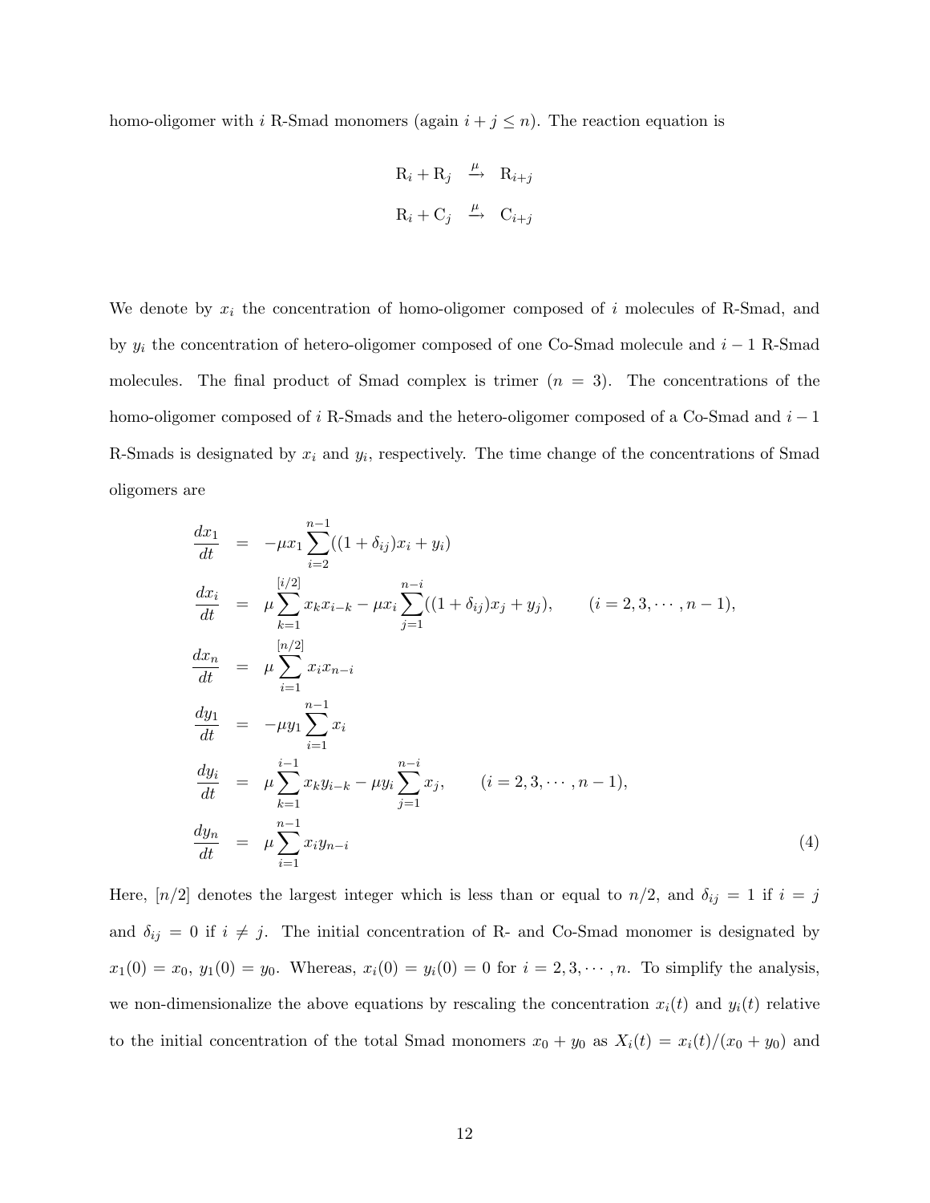homo-oligomer with $i$ R-Smad monomers (again $i + j \leq n$). The reaction equation is

$$
\begin{aligned}
\mathrm{R}_i + \mathrm{R}_j &\xrightarrow{\mu} \mathrm{R}_{i+j} \\
\mathrm{R}_i + \mathrm{C}_j &\xrightarrow{\mu} \mathrm{C}_{i+j}
\end{aligned}
$$

We denote by $x_i$ the concentration of homo-oligomer composed of $i$ molecules of R-Smad, and by $y_i$ the concentration of hetero-oligomer composed of one Co-Smad molecule and $i-1$ R-Smad molecules. The final product of Smad complex is trimer ($n = 3$). The concentrations of the homo-oligomer composed of $i$ R-Smads and the hetero-oligomer composed of a Co-Smad and $i-1$ R-Smads is designated by $x_i$ and $y_i$, respectively. The time change of the concentrations of Smad oligomers are

$$
\begin{aligned}
\frac{dx_1}{dt} &= -\mu x_1 \sum_{i=2}^{n-1} ((1+\delta_{ij})x_i + y_i) \\
\frac{dx_i}{dt} &= \mu \sum_{k=1}^{[i/2]} x_k x_{i-k} - \mu x_i \sum_{j=1}^{n-i} ((1+\delta_{ij})x_j + y_j), \qquad (i = 2, 3, \cdots, n-1), \\
\frac{dx_n}{dt} &= \mu \sum_{i=1}^{[n/2]} x_i x_{n-i} \\
\frac{dy_1}{dt} &= -\mu y_1 \sum_{i=1}^{n-1} x_i \\
\frac{dy_i}{dt} &= \mu \sum_{k=1}^{i-1} x_k y_{i-k} - \mu y_i \sum_{j=1}^{n-i} x_j, \qquad (i = 2, 3, \cdots, n-1), \\
\frac{dy_n}{dt} &= \mu \sum_{i=1}^{n-1} x_i y_{n-i}
\end{aligned}
\tag{4}
$$

Here, $[n/2]$ denotes the largest integer which is less than or equal to $n/2$, and $\delta_{ij} = 1$ if $i = j$ and $\delta_{ij} = 0$ if $i \neq j$. The initial concentration of R- and Co-Smad monomer is designated by $x_1(0) = x_0$, $y_1(0) = y_0$. Whereas, $x_i(0) = y_i(0) = 0$ for $i = 2, 3, \cdots, n$. To simplify the analysis, we non-dimensionalize the above equations by rescaling the concentration $x_i(t)$ and $y_i(t)$ relative to the initial concentration of the total Smad monomers $x_0 + y_0$ as $X_i(t) = x_i(t)/(x_0 + y_0)$ and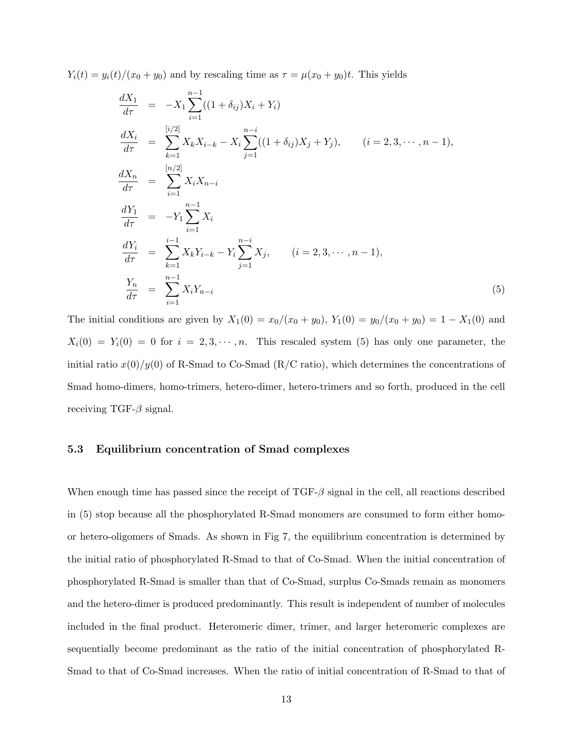$Y_i(t) = y_i(t)/(x_0 + y_0)$ and by rescaling time as $\tau = \mu(x_0 + y_0)t$. This yields

$$
\begin{aligned}
\frac{dX_1}{d\tau} &= -X_1 \sum_{i=1}^{n-1} ((1+\delta_{ij})X_i + Y_i) \\
\frac{dX_i}{d\tau} &= \sum_{k=1}^{[i/2]} X_k X_{i-k} - X_i \sum_{j=1}^{n-i} ((1+\delta_{ij})X_j + Y_j), \qquad (i = 2, 3, \cdots, n-1), \\
\frac{dX_n}{d\tau} &= \sum_{i=1}^{[n/2]} X_i X_{n-i} \\
\frac{dY_1}{d\tau} &= -Y_1 \sum_{i=1}^{n-1} X_i \\
\frac{dY_i}{d\tau} &= \sum_{k=1}^{i-1} X_k Y_{i-k} - Y_i \sum_{j=1}^{n-i} X_j, \qquad (i = 2, 3, \cdots, n-1), \\
\frac{Y_n}{d\tau} &= \sum_{i=1}^{n-1} X_i Y_{n-i}
\end{aligned}
\tag{5}
$$

The initial conditions are given by $X_1(0) = x_0/(x_0 + y_0)$, $Y_1(0) = y_0/(x_0 + y_0) = 1 - X_1(0)$ and $X_i(0) = Y_i(0) = 0$ for $i = 2, 3, \cdots, n$. This rescaled system (5) has only one parameter, the initial ratio $x(0)/y(0)$ of R-Smad to Co-Smad (R/C ratio), which determines the concentrations of Smad homo-dimers, homo-trimers, hetero-dimer, hetero-trimers and so forth, produced in the cell receiving TGF-$\beta$ signal.

### 5.3 Equilibrium concentration of Smad complexes

When enough time has passed since the receipt of TGF-$\beta$ signal in the cell, all reactions described in (5) stop because all the phosphorylated R-Smad monomers are consumed to form either homo- or hetero-oligomers of Smads. As shown in Fig 7, the equilibrium concentration is determined by the initial ratio of phosphorylated R-Smad to that of Co-Smad. When the initial concentration of phosphorylated R-Smad is smaller than that of Co-Smad, surplus Co-Smads remain as monomers and the hetero-dimer is produced predominantly. This result is independent of number of molecules included in the final product. Heteromeric dimer, trimer, and larger heteromeric complexes are sequentially become predominant as the ratio of the initial concentration of phosphorylated R-Smad to that of Co-Smad increases. When the ratio of initial concentration of R-Smad to that of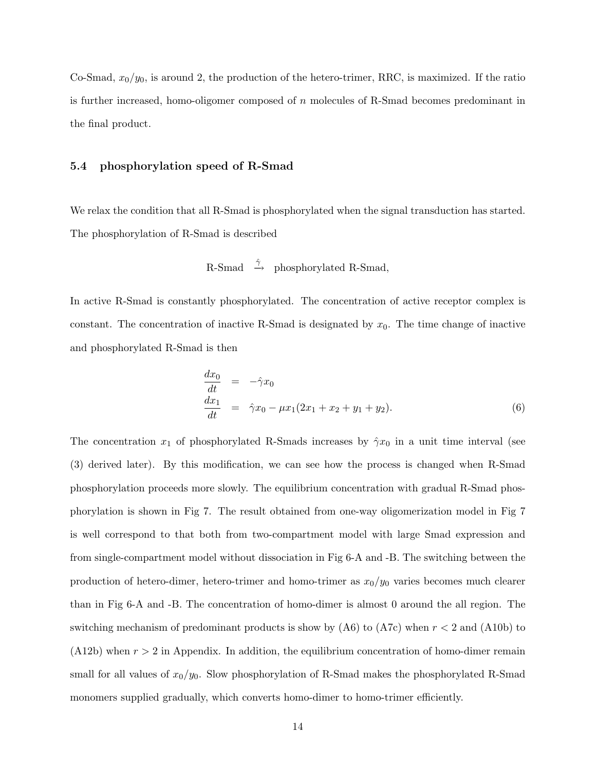Co-Smad, $x_0/y_0$, is around 2, the production of the hetero-trimer, RRC, is maximized. If the ratio is further increased, homo-oligomer composed of $n$ molecules of R-Smad becomes predominant in the final product.

### 5.4 phosphorylation speed of R-Smad

We relax the condition that all R-Smad is phosphorylated when the signal transduction has started. The phosphorylation of R-Smad is described

$$\text{R-Smad} \ \stackrel{\hat{\gamma}}{\rightarrow} \ \text{phosphorylated R-Smad},$$

In active R-Smad is constantly phosphorylated. The concentration of active receptor complex is constant. The concentration of inactive R-Smad is designated by $x_0$. The time change of inactive and phosphorylated R-Smad is then

$$\begin{aligned} \frac{dx_0}{dt} &= -\hat{\gamma} x_0 \\ \frac{dx_1}{dt} &= \hat{\gamma} x_0 - \mu x_1 (2x_1 + x_2 + y_1 + y_2). \end{aligned} \tag{6}$$

The concentration $x_1$ of phosphorylated R-Smads increases by $\hat{\gamma} x_0$ in a unit time interval (see (3) derived later). By this modification, we can see how the process is changed when R-Smad phosphorylation proceeds more slowly. The equilibrium concentration with gradual R-Smad phosphorylation is shown in Fig 7. The result obtained from one-way oligomerization model in Fig 7 is well correspond to that both from two-compartment model with large Smad expression and from single-compartment model without dissociation in Fig 6-A and -B. The switching between the production of hetero-dimer, hetero-trimer and homo-trimer as $x_0/y_0$ varies becomes much clearer than in Fig 6-A and -B. The concentration of homo-dimer is almost 0 around the all region. The switching mechanism of predominant products is show by (A6) to (A7c) when $r < 2$ and (A10b) to (A12b) when $r > 2$ in Appendix. In addition, the equilibrium concentration of homo-dimer remain small for all values of $x_0/y_0$. Slow phosphorylation of R-Smad makes the phosphorylated R-Smad monomers supplied gradually, which converts homo-dimer to homo-trimer efficiently.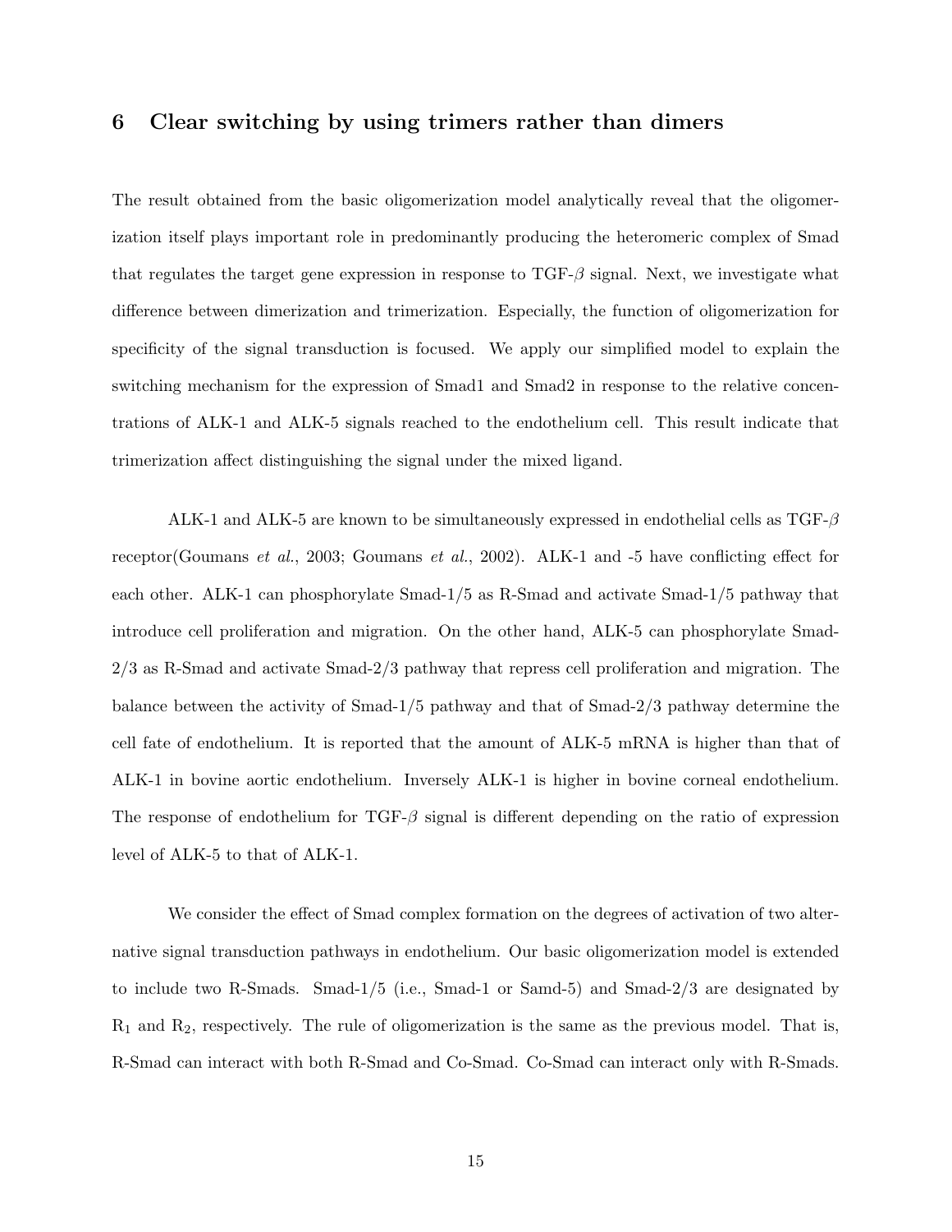## 6 Clear switching by using trimers rather than dimers

The result obtained from the basic oligomerization model analytically reveal that the oligomerization itself plays important role in predominantly producing the heteromeric complex of Smad that regulates the target gene expression in response to TGF-$\beta$ signal. Next, we investigate what difference between dimerization and trimerization. Especially, the function of oligomerization for specificity of the signal transduction is focused. We apply our simplified model to explain the switching mechanism for the expression of Smad1 and Smad2 in response to the relative concentrations of ALK-1 and ALK-5 signals reached to the endothelium cell. This result indicate that trimerization affect distinguishing the signal under the mixed ligand.

ALK-1 and ALK-5 are known to be simultaneously expressed in endothelial cells as TGF-$\beta$ receptor(Goumans *et al.*, 2003; Goumans *et al.*, 2002). ALK-1 and -5 have conflicting effect for each other. ALK-1 can phosphorylate Smad-1/5 as R-Smad and activate Smad-1/5 pathway that introduce cell proliferation and migration. On the other hand, ALK-5 can phosphorylate Smad-2/3 as R-Smad and activate Smad-2/3 pathway that repress cell proliferation and migration. The balance between the activity of Smad-1/5 pathway and that of Smad-2/3 pathway determine the cell fate of endothelium. It is reported that the amount of ALK-5 mRNA is higher than that of ALK-1 in bovine aortic endothelium. Inversely ALK-1 is higher in bovine corneal endothelium. The response of endothelium for TGF-$\beta$ signal is different depending on the ratio of expression level of ALK-5 to that of ALK-1.

We consider the effect of Smad complex formation on the degrees of activation of two alternative signal transduction pathways in endothelium. Our basic oligomerization model is extended to include two R-Smads. Smad-1/5 (i.e., Smad-1 or Samd-5) and Smad-2/3 are designated by $R_1$ and $R_2$, respectively. The rule of oligomerization is the same as the previous model. That is, R-Smad can interact with both R-Smad and Co-Smad. Co-Smad can interact only with R-Smads.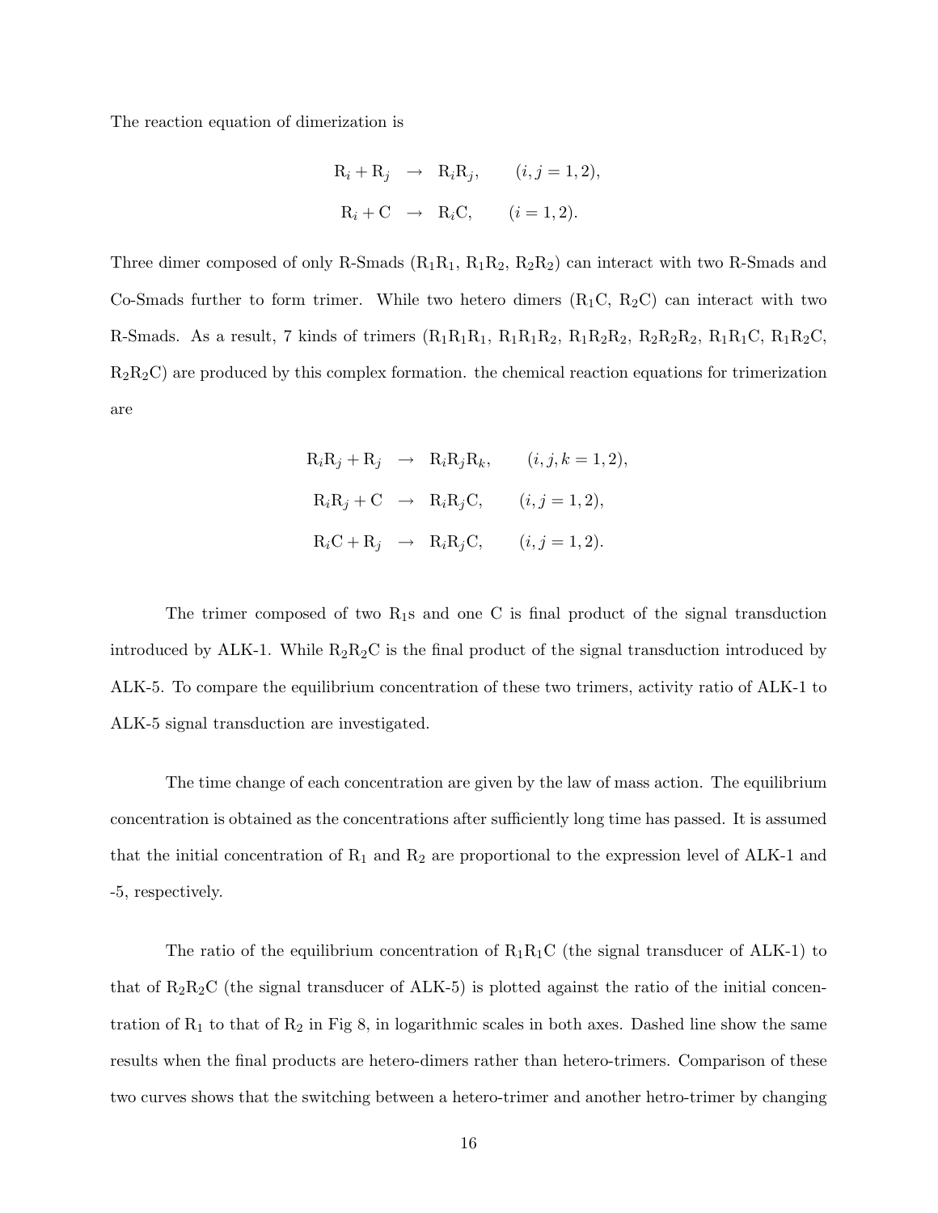The reaction equation of dimerization is

$$
\begin{aligned}
\mathrm{R}_i + \mathrm{R}_j &\rightarrow \mathrm{R}_i\mathrm{R}_j, \qquad (i, j = 1, 2), \\
\mathrm{R}_i + \mathrm{C} &\rightarrow \mathrm{R}_i\mathrm{C}, \qquad (i = 1, 2).
\end{aligned}
$$

Three dimer composed of only R-Smads ($R_1R_1$, $R_1R_2$, $R_2R_2$) can interact with two R-Smads and Co-Smads further to form trimer. While two hetero dimers ($R_1C$, $R_2C$) can interact with two R-Smads. As a result, 7 kinds of trimers ($R_1R_1R_1$, $R_1R_1R_2$, $R_1R_2R_2$, $R_2R_2R_2$, $R_1R_1C$, $R_1R_2C$, $R_2R_2C$) are produced by this complex formation. the chemical reaction equations for trimerization are

$$
\begin{aligned}
\mathrm{R}_i\mathrm{R}_j + \mathrm{R}_j &\rightarrow \mathrm{R}_i\mathrm{R}_j\mathrm{R}_k, \qquad (i, j, k = 1, 2), \\
\mathrm{R}_i\mathrm{R}_j + \mathrm{C} &\rightarrow \mathrm{R}_i\mathrm{R}_j\mathrm{C}, \qquad (i, j = 1, 2), \\
\mathrm{R}_i\mathrm{C} + \mathrm{R}_j &\rightarrow \mathrm{R}_i\mathrm{R}_j\mathrm{C}, \qquad (i, j = 1, 2).
\end{aligned}
$$

The trimer composed of two $R_1$s and one C is final product of the signal transduction introduced by ALK-1. While $R_2R_2C$ is the final product of the signal transduction introduced by ALK-5. To compare the equilibrium concentration of these two trimers, activity ratio of ALK-1 to ALK-5 signal transduction are investigated.

The time change of each concentration are given by the law of mass action. The equilibrium concentration is obtained as the concentrations after sufficiently long time has passed. It is assumed that the initial concentration of $R_1$ and $R_2$ are proportional to the expression level of ALK-1 and -5, respectively.

The ratio of the equilibrium concentration of $R_1R_1C$ (the signal transducer of ALK-1) to that of $R_2R_2C$ (the signal transducer of ALK-5) is plotted against the ratio of the initial concentration of $R_1$ to that of $R_2$ in Fig 8, in logarithmic scales in both axes. Dashed line show the same results when the final products are hetero-dimers rather than hetero-trimers. Comparison of these two curves shows that the switching between a hetero-trimer and another hetro-trimer by changing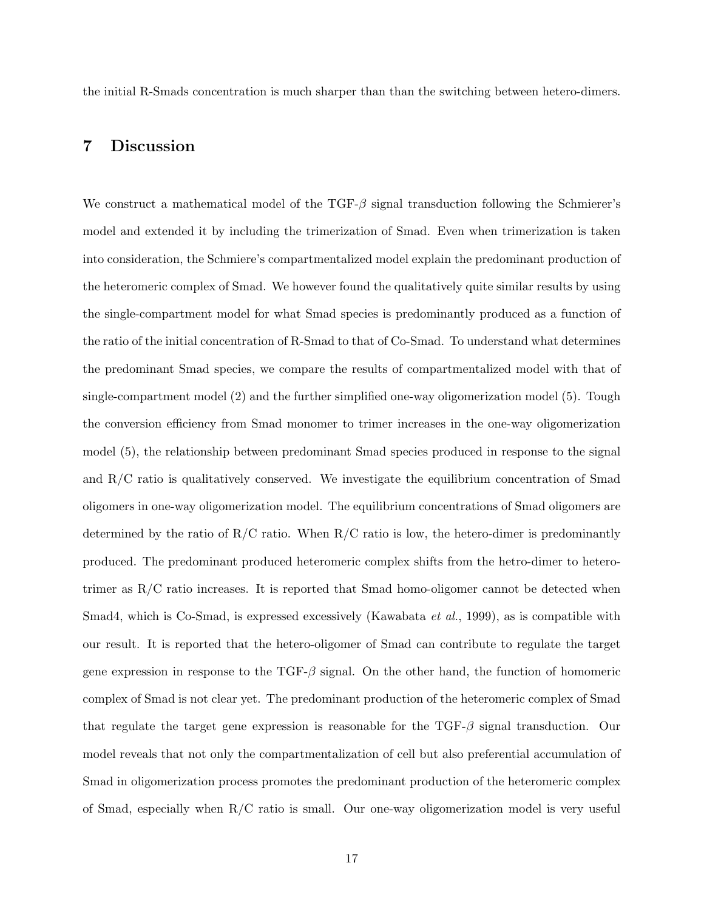the initial R-Smads concentration is much sharper than than the switching between hetero-dimers.

## 7 Discussion

We construct a mathematical model of the TGF-$\beta$ signal transduction following the Schmierer's model and extended it by including the trimerization of Smad. Even when trimerization is taken into consideration, the Schmiere's compartmentalized model explain the predominant production of the heteromeric complex of Smad. We however found the qualitatively quite similar results by using the single-compartment model for what Smad species is predominantly produced as a function of the ratio of the initial concentration of R-Smad to that of Co-Smad. To understand what determines the predominant Smad species, we compare the results of compartmentalized model with that of single-compartment model (2) and the further simplified one-way oligomerization model (5). Tough the conversion efficiency from Smad monomer to trimer increases in the one-way oligomerization model (5), the relationship between predominant Smad species produced in response to the signal and R/C ratio is qualitatively conserved. We investigate the equilibrium concentration of Smad oligomers in one-way oligomerization model. The equilibrium concentrations of Smad oligomers are determined by the ratio of R/C ratio. When R/C ratio is low, the hetero-dimer is predominantly produced. The predominant produced heteromeric complex shifts from the hetro-dimer to hetero-trimer as R/C ratio increases. It is reported that Smad homo-oligomer cannot be detected when Smad4, which is Co-Smad, is expressed excessively (Kawabata *et al.*, 1999), as is compatible with our result. It is reported that the hetero-oligomer of Smad can contribute to regulate the target gene expression in response to the TGF-$\beta$ signal. On the other hand, the function of homomeric complex of Smad is not clear yet. The predominant production of the heteromeric complex of Smad that regulate the target gene expression is reasonable for the TGF-$\beta$ signal transduction. Our model reveals that not only the compartmentalization of cell but also preferential accumulation of Smad in oligomerization process promotes the predominant production of the heteromeric complex of Smad, especially when R/C ratio is small. Our one-way oligomerization model is very useful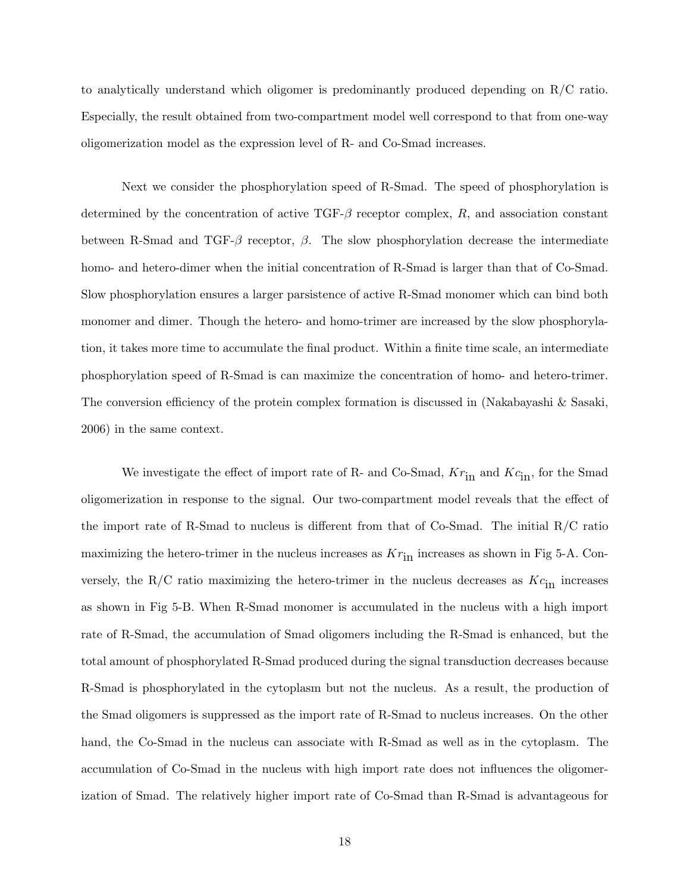to analytically understand which oligomer is predominantly produced depending on R/C ratio. Especially, the result obtained from two-compartment model well correspond to that from one-way oligomerization model as the expression level of R- and Co-Smad increases.

Next we consider the phosphorylation speed of R-Smad. The speed of phosphorylation is determined by the concentration of active TGF-$\beta$ receptor complex, $R$, and association constant between R-Smad and TGF-$\beta$ receptor, $\beta$. The slow phosphorylation decrease the intermediate homo- and hetero-dimer when the initial concentration of R-Smad is larger than that of Co-Smad. Slow phosphorylation ensures a larger parsistence of active R-Smad monomer which can bind both monomer and dimer. Though the hetero- and homo-trimer are increased by the slow phosphorylation, it takes more time to accumulate the final product. Within a finite time scale, an intermediate phosphorylation speed of R-Smad is can maximize the concentration of homo- and hetero-trimer. The conversion efficiency of the protein complex formation is discussed in (Nakabayashi & Sasaki, 2006) in the same context.

We investigate the effect of import rate of R- and Co-Smad, $Kr_{\text{in}}$ and $Kc_{\text{in}}$, for the Smad oligomerization in response to the signal. Our two-compartment model reveals that the effect of the import rate of R-Smad to nucleus is different from that of Co-Smad. The initial R/C ratio maximizing the hetero-trimer in the nucleus increases as $Kr_{\text{in}}$ increases as shown in Fig 5-A. Conversely, the R/C ratio maximizing the hetero-trimer in the nucleus decreases as $Kc_{\text{in}}$ increases as shown in Fig 5-B. When R-Smad monomer is accumulated in the nucleus with a high import rate of R-Smad, the accumulation of Smad oligomers including the R-Smad is enhanced, but the total amount of phosphorylated R-Smad produced during the signal transduction decreases because R-Smad is phosphorylated in the cytoplasm but not the nucleus. As a result, the production of the Smad oligomers is suppressed as the import rate of R-Smad to nucleus increases. On the other hand, the Co-Smad in the nucleus can associate with R-Smad as well as in the cytoplasm. The accumulation of Co-Smad in the nucleus with high import rate does not influences the oligomerization of Smad. The relatively higher import rate of Co-Smad than R-Smad is advantageous for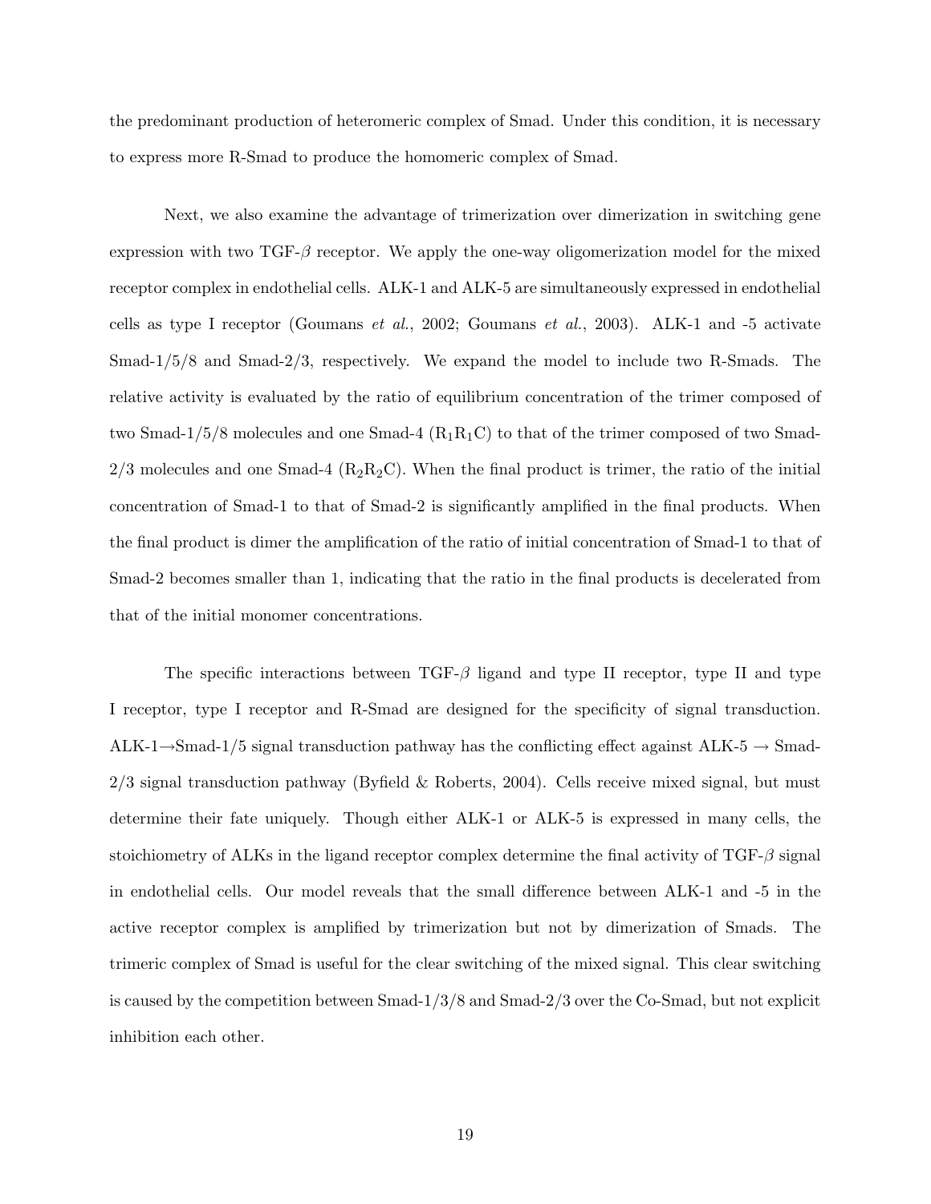the predominant production of heteromeric complex of Smad. Under this condition, it is necessary to express more R-Smad to produce the homomeric complex of Smad.

Next, we also examine the advantage of trimerization over dimerization in switching gene expression with two TGF-$\beta$ receptor. We apply the one-way oligomerization model for the mixed receptor complex in endothelial cells. ALK-1 and ALK-5 are simultaneously expressed in endothelial cells as type I receptor (Goumans *et al.*, 2002; Goumans *et al.*, 2003). ALK-1 and -5 activate Smad-1/5/8 and Smad-2/3, respectively. We expand the model to include two R-Smads. The relative activity is evaluated by the ratio of equilibrium concentration of the trimer composed of two Smad-1/5/8 molecules and one Smad-4 ($R_1R_1C$) to that of the trimer composed of two Smad-2/3 molecules and one Smad-4 ($R_2R_2C$). When the final product is trimer, the ratio of the initial concentration of Smad-1 to that of Smad-2 is significantly amplified in the final products. When the final product is dimer the amplification of the ratio of initial concentration of Smad-1 to that of Smad-2 becomes smaller than 1, indicating that the ratio in the final products is decelerated from that of the initial monomer concentrations.

The specific interactions between TGF-$\beta$ ligand and type II receptor, type II and type I receptor, type I receptor and R-Smad are designed for the specificity of signal transduction. ALK-1$\rightarrow$Smad-1/5 signal transduction pathway has the conflicting effect against ALK-5 $\rightarrow$ Smad-2/3 signal transduction pathway (Byfield & Roberts, 2004). Cells receive mixed signal, but must determine their fate uniquely. Though either ALK-1 or ALK-5 is expressed in many cells, the stoichiometry of ALKs in the ligand receptor complex determine the final activity of TGF-$\beta$ signal in endothelial cells. Our model reveals that the small difference between ALK-1 and -5 in the active receptor complex is amplified by trimerization but not by dimerization of Smads. The trimeric complex of Smad is useful for the clear switching of the mixed signal. This clear switching is caused by the competition between Smad-1/3/8 and Smad-2/3 over the Co-Smad, but not explicit inhibition each other.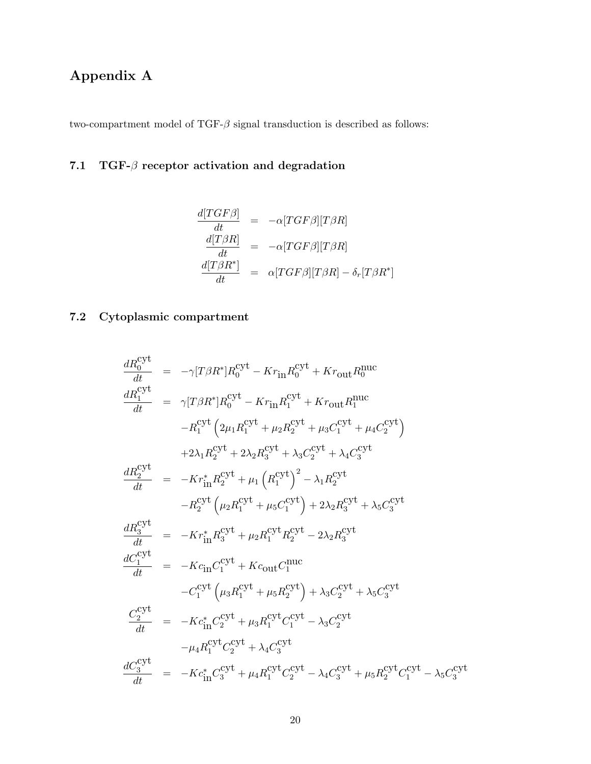# Appendix A

two-compartment model of TGF-$\beta$ signal transduction is described as follows:

## 7.1 TGF-$\beta$ receptor activation and degradation

$$
\begin{aligned}
\frac{d[TGF\beta]}{dt} &= -\alpha[TGF\beta][T\beta R] \\
\frac{d[T\beta R]}{dt} &= -\alpha[TGF\beta][T\beta R] \\
\frac{d[T\beta R^*]}{dt} &= \alpha[TGF\beta][T\beta R] - \delta_r[T\beta R^*]
\end{aligned}
$$

## 7.2 Cytoplasmic compartment

$$
\begin{aligned}
\frac{dR_0^{\text{cyt}}}{dt} &= -\gamma[T\beta R^*]R_0^{\text{cyt}} - Kr_{\text{in}}R_0^{\text{cyt}} + Kr_{\text{out}}R_0^{\text{nuc}} \\
\frac{dR_1^{\text{cyt}}}{dt} &= \gamma[T\beta R^*]R_0^{\text{cyt}} - Kr_{\text{in}}R_1^{\text{cyt}} + Kr_{\text{out}}R_1^{\text{nuc}} \\
&\quad -R_1^{\text{cyt}}\left(2\mu_1 R_1^{\text{cyt}} + \mu_2 R_2^{\text{cyt}} + \mu_3 C_1^{\text{cyt}} + \mu_4 C_2^{\text{cyt}}\right) \\
&\quad +2\lambda_1 R_2^{\text{cyt}} + 2\lambda_2 R_3^{\text{cyt}} + \lambda_3 C_2^{\text{cyt}} + \lambda_4 C_3^{\text{cyt}} \\
\frac{dR_2^{\text{cyt}}}{dt} &= -Kr_{\text{in}}^* R_2^{\text{cyt}} + \mu_1\left(R_1^{\text{cyt}}\right)^2 - \lambda_1 R_2^{\text{cyt}} \\
&\quad -R_2^{\text{cyt}}\left(\mu_2 R_1^{\text{cyt}} + \mu_5 C_1^{\text{cyt}}\right) + 2\lambda_2 R_3^{\text{cyt}} + \lambda_5 C_3^{\text{cyt}} \\
\frac{dR_3^{\text{cyt}}}{dt} &= -Kr_{\text{in}}^* R_3^{\text{cyt}} + \mu_2 R_1^{\text{cyt}} R_2^{\text{cyt}} - 2\lambda_2 R_3^{\text{cyt}} \\
\frac{dC_1^{\text{cyt}}}{dt} &= -Kc_{\text{in}} C_1^{\text{cyt}} + Kc_{\text{out}} C_1^{\text{nuc}} \\
&\quad -C_1^{\text{cyt}}\left(\mu_3 R_1^{\text{cyt}} + \mu_5 R_2^{\text{cyt}}\right) + \lambda_3 C_2^{\text{cyt}} + \lambda_5 C_3^{\text{cyt}} \\
\frac{C_2^{\text{cyt}}}{dt} &= -Kc_{\text{in}}^* C_2^{\text{cyt}} + \mu_3 R_1^{\text{cyt}} C_1^{\text{cyt}} - \lambda_3 C_2^{\text{cyt}} \\
&\quad -\mu_4 R_1^{\text{cyt}} C_2^{\text{cyt}} + \lambda_4 C_3^{\text{cyt}} \\
\frac{dC_3^{\text{cyt}}}{dt} &= -Kc_{\text{in}}^* C_3^{\text{cyt}} + \mu_4 R_1^{\text{cyt}} C_2^{\text{cyt}} - \lambda_4 C_3^{\text{cyt}} + \mu_5 R_2^{\text{cyt}} C_1^{\text{cyt}} - \lambda_5 C_3^{\text{cyt}}
\end{aligned}
$$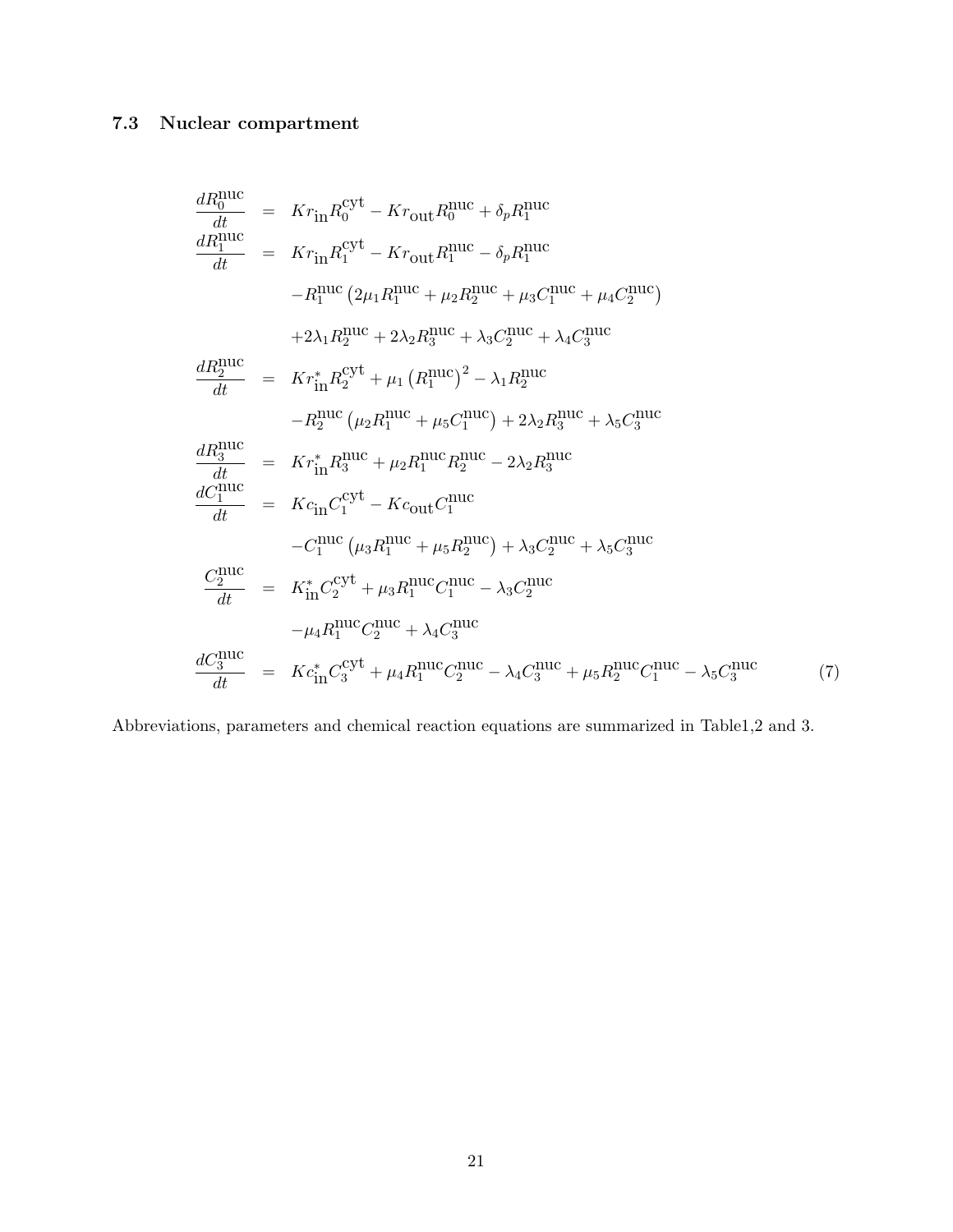### 7.3 Nuclear compartment

$$
\begin{aligned}
\frac{dR_0^{\text{nuc}}}{dt} &= Kr_{\text{in}} R_0^{\text{cyt}} - Kr_{\text{out}} R_0^{\text{nuc}} + \delta_p R_1^{\text{nuc}} \\
\frac{dR_1^{\text{nuc}}}{dt} &= Kr_{\text{in}} R_1^{\text{cyt}} - Kr_{\text{out}} R_1^{\text{nuc}} - \delta_p R_1^{\text{nuc}} \\
&\quad - R_1^{\text{nuc}} \left( 2\mu_1 R_1^{\text{nuc}} + \mu_2 R_2^{\text{nuc}} + \mu_3 C_1^{\text{nuc}} + \mu_4 C_2^{\text{nuc}} \right) \\
&\quad + 2\lambda_1 R_2^{\text{nuc}} + 2\lambda_2 R_3^{\text{nuc}} + \lambda_3 C_2^{\text{nuc}} + \lambda_4 C_3^{\text{nuc}} \\
\frac{dR_2^{\text{nuc}}}{dt} &= Kr_{\text{in}}^{*} R_2^{\text{cyt}} + \mu_1 \left( R_1^{\text{nuc}} \right)^2 - \lambda_1 R_2^{\text{nuc}} \\
&\quad - R_2^{\text{nuc}} \left( \mu_2 R_1^{\text{nuc}} + \mu_5 C_1^{\text{nuc}} \right) + 2\lambda_2 R_3^{\text{nuc}} + \lambda_5 C_3^{\text{nuc}} \\
\frac{dR_3^{\text{nuc}}}{dt} &= Kr_{\text{in}}^{*} R_3^{\text{nuc}} + \mu_2 R_1^{\text{nuc}} R_2^{\text{nuc}} - 2\lambda_2 R_3^{\text{nuc}} \\
\frac{dC_1^{\text{nuc}}}{dt} &= Kc_{\text{in}} C_1^{\text{cyt}} - Kc_{\text{out}} C_1^{\text{nuc}} \\
&\quad - C_1^{\text{nuc}} \left( \mu_3 R_1^{\text{nuc}} + \mu_5 R_2^{\text{nuc}} \right) + \lambda_3 C_2^{\text{nuc}} + \lambda_5 C_3^{\text{nuc}} \\
\frac{C_2^{\text{nuc}}}{dt} &= K_{\text{in}}^{*} C_2^{\text{cyt}} + \mu_3 R_1^{\text{nuc}} C_1^{\text{nuc}} - \lambda_3 C_2^{\text{nuc}} \\
&\quad - \mu_4 R_1^{\text{nuc}} C_2^{\text{nuc}} + \lambda_4 C_3^{\text{nuc}} \\
\frac{dC_3^{\text{nuc}}}{dt} &= Kc_{\text{in}}^{*} C_3^{\text{cyt}} + \mu_4 R_1^{\text{nuc}} C_2^{\text{nuc}} - \lambda_4 C_3^{\text{nuc}} + \mu_5 R_2^{\text{nuc}} C_1^{\text{nuc}} - \lambda_5 C_3^{\text{nuc}}
\end{aligned}
\tag{7}
$$

Abbreviations, parameters and chemical reaction equations are summarized in Table1,2 and 3.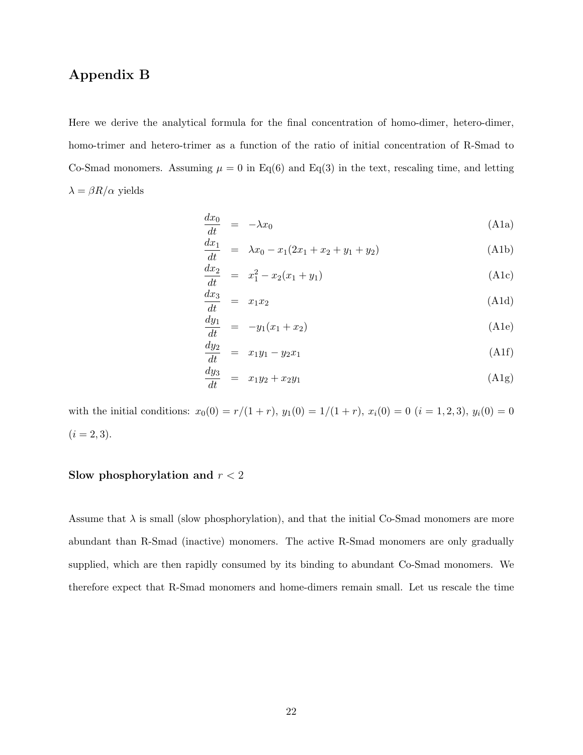## Appendix B

Here we derive the analytical formula for the final concentration of homo-dimer, hetero-dimer, homo-trimer and hetero-trimer as a function of the ratio of initial concentration of R-Smad to Co-Smad monomers. Assuming $\mu = 0$ in Eq(6) and Eq(3) in the text, rescaling time, and letting $\lambda = \beta R/\alpha$ yields

$$\frac{dx_0}{dt} = -\lambda x_0 \tag{A1a}$$

$$\frac{dx_1}{dt} = \lambda x_0 - x_1(2x_1 + x_2 + y_1 + y_2) \tag{A1b}$$

$$\frac{dx_2}{dt} = x_1^2 - x_2(x_1 + y_1) \tag{A1c}$$

$$\frac{dx_3}{dt} = x_1 x_2 \tag{A1d}$$

$$\frac{dy_1}{dt} = -y_1(x_1 + x_2) \tag{A1e}$$

$$\frac{dy_2}{dt} = x_1 y_1 - y_2 x_1 \tag{A1f}$$

$$\frac{dy_3}{dt} = x_1 y_2 + x_2 y_1 \tag{A1g}$$

with the initial conditions: $x_0(0) = r/(1+r)$, $y_1(0) = 1/(1+r)$, $x_i(0) = 0$ $(i = 1, 2, 3)$, $y_i(0) = 0$ $(i = 2, 3)$.

### Slow phosphorylation and $r < 2$

Assume that $\lambda$ is small (slow phosphorylation), and that the initial Co-Smad monomers are more abundant than R-Smad (inactive) monomers. The active R-Smad monomers are only gradually supplied, which are then rapidly consumed by its binding to abundant Co-Smad monomers. We therefore expect that R-Smad monomers and home-dimers remain small. Let us rescale the time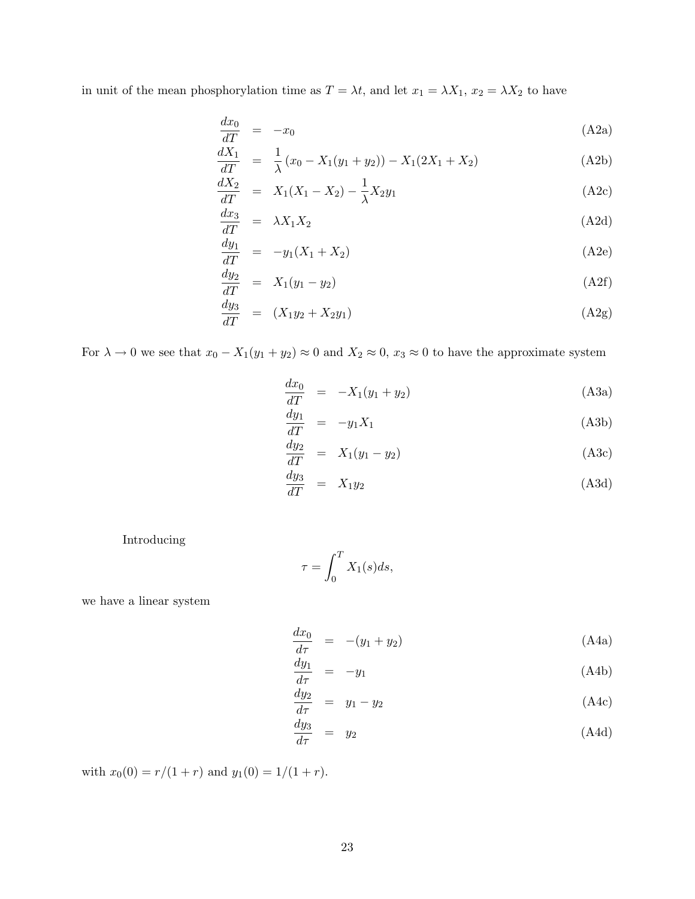in unit of the mean phosphorylation time as $T = \lambda t$, and let $x_1 = \lambda X_1$, $x_2 = \lambda X_2$ to have

$$
\begin{aligned}
\frac{dx_0}{dT} &= -x_0 && \text{(A2a)}\\
\frac{dX_1}{dT} &= \frac{1}{\lambda}\left(x_0 - X_1(y_1 + y_2)\right) - X_1(2X_1 + X_2) && \text{(A2b)}\\
\frac{dX_2}{dT} &= X_1(X_1 - X_2) - \frac{1}{\lambda}X_2 y_1 && \text{(A2c)}\\
\frac{dx_3}{dT} &= \lambda X_1 X_2 && \text{(A2d)}\\
\frac{dy_1}{dT} &= -y_1(X_1 + X_2) && \text{(A2e)}\\
\frac{dy_2}{dT} &= X_1(y_1 - y_2) && \text{(A2f)}\\
\frac{dy_3}{dT} &= (X_1 y_2 + X_2 y_1) && \text{(A2g)}
\end{aligned}
$$

For $\lambda \to 0$ we see that $x_0 - X_1(y_1 + y_2) \approx 0$ and $X_2 \approx 0$, $x_3 \approx 0$ to have the approximate system

$$
\begin{aligned}
\frac{dx_0}{dT} &= -X_1(y_1 + y_2) && \text{(A3a)}\\
\frac{dy_1}{dT} &= -y_1 X_1 && \text{(A3b)}\\
\frac{dy_2}{dT} &= X_1(y_1 - y_2) && \text{(A3c)}\\
\frac{dy_3}{dT} &= X_1 y_2 && \text{(A3d)}
\end{aligned}
$$

Introducing

$$
\tau = \int_0^T X_1(s)ds,
$$

we have a linear system

$$
\begin{aligned}
\frac{dx_0}{d\tau} &= -(y_1 + y_2) && \text{(A4a)}\\
\frac{dy_1}{d\tau} &= -y_1 && \text{(A4b)}\\
\frac{dy_2}{d\tau} &= y_1 - y_2 && \text{(A4c)}\\
\frac{dy_3}{d\tau} &= y_2 && \text{(A4d)}
\end{aligned}
$$

with $x_0(0) = r/(1 + r)$ and $y_1(0) = 1/(1 + r)$.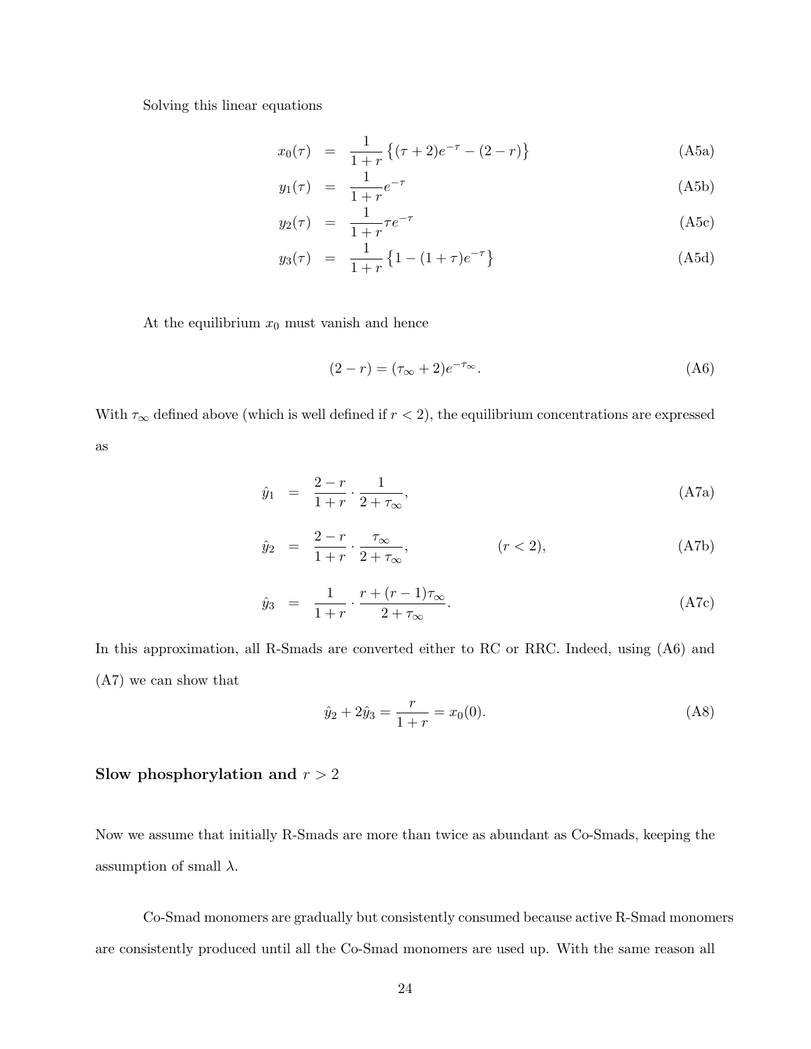Solving this linear equations

$$
\begin{aligned}
x_0(\tau) &= \frac{1}{1+r}\left\{(\tau+2)e^{-\tau} - (2-r)\right\} && \text{(A5a)}\\
y_1(\tau) &= \frac{1}{1+r}e^{-\tau} && \text{(A5b)}\\
y_2(\tau) &= \frac{1}{1+r}\tau e^{-\tau} && \text{(A5c)}\\
y_3(\tau) &= \frac{1}{1+r}\left\{1-(1+\tau)e^{-\tau}\right\} && \text{(A5d)}
\end{aligned}
$$

At the equilibrium $x_0$ must vanish and hence

$$
(2-r) = (\tau_\infty + 2)e^{-\tau_\infty}. \tag{A6}
$$

With $\tau_\infty$ defined above (which is well defined if $r < 2$), the equilibrium concentrations are expressed as

$$
\begin{aligned}
\hat{y}_1 &= \frac{2-r}{1+r}\cdot\frac{1}{2+\tau_\infty}, && \text{(A7a)}\\
\hat{y}_2 &= \frac{2-r}{1+r}\cdot\frac{\tau_\infty}{2+\tau_\infty}, \qquad (r<2), && \text{(A7b)}\\
\hat{y}_3 &= \frac{1}{1+r}\cdot\frac{r+(r-1)\tau_\infty}{2+\tau_\infty}. && \text{(A7c)}
\end{aligned}
$$

In this approximation, all R-Smads are converted either to RC or RRC. Indeed, using (A6) and (A7) we can show that

$$
\hat{y}_2 + 2\hat{y}_3 = \frac{r}{1+r} = x_0(0). \tag{A8}
$$

### Slow phosphorylation and $r > 2$

Now we assume that initially R-Smads are more than twice as abundant as Co-Smads, keeping the assumption of small $\lambda$.

Co-Smad monomers are gradually but consistently consumed because active R-Smad monomers are consistently produced until all the Co-Smad monomers are used up. With the same reason all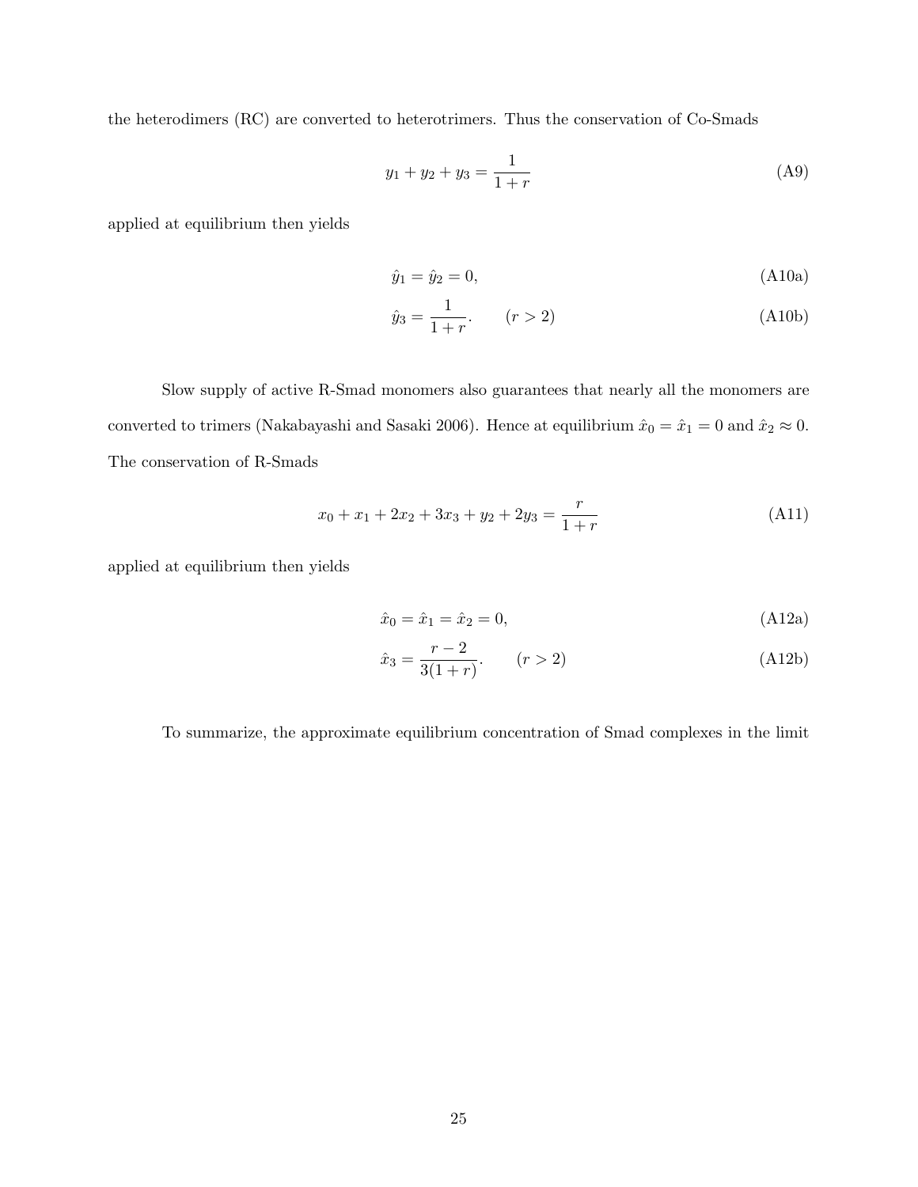the heterodimers (RC) are converted to heterotrimers. Thus the conservation of Co-Smads

$$y_1 + y_2 + y_3 = \frac{1}{1+r} \tag{A9}$$

applied at equilibrium then yields

$$\hat{y}_1 = \hat{y}_2 = 0, \tag{A10a}$$

$$\hat{y}_3 = \frac{1}{1+r}. \qquad (r > 2) \tag{A10b}$$

Slow supply of active R-Smad monomers also guarantees that nearly all the monomers are converted to trimers (Nakabayashi and Sasaki 2006). Hence at equilibrium $\hat{x}_0 = \hat{x}_1 = 0$ and $\hat{x}_2 \approx 0$. The conservation of R-Smads

$$x_0 + x_1 + 2x_2 + 3x_3 + y_2 + 2y_3 = \frac{r}{1+r} \tag{A11}$$

applied at equilibrium then yields

$$\hat{x}_0 = \hat{x}_1 = \hat{x}_2 = 0, \tag{A12a}$$

$$\hat{x}_3 = \frac{r-2}{3(1+r)}. \qquad (r > 2) \tag{A12b}$$

To summarize, the approximate equilibrium concentration of Smad complexes in the limit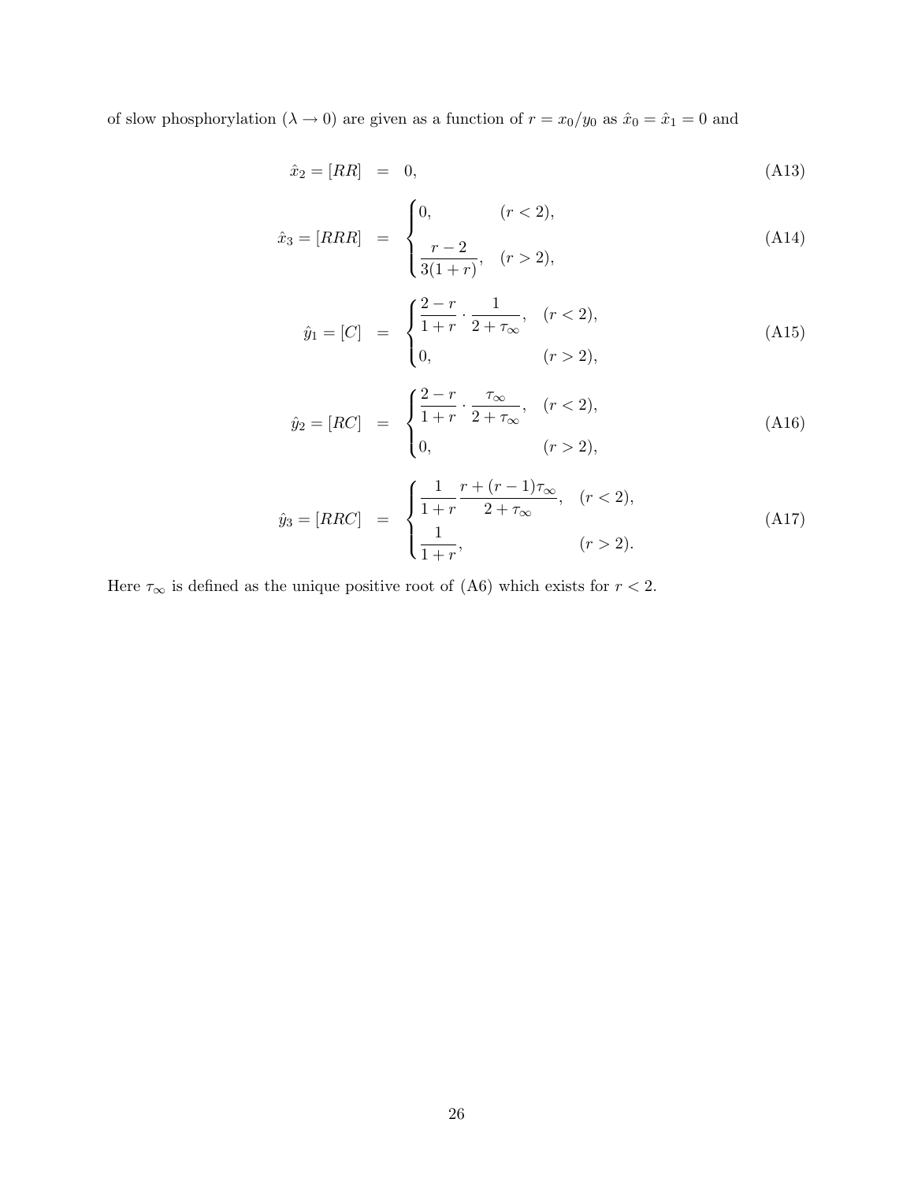of slow phosphorylation ($\lambda \to 0$) are given as a function of $r = x_0/y_0$ as $\hat{x}_0 = \hat{x}_1 = 0$ and

$$\hat{x}_2 = [RR] = 0, \tag{A13}$$

$$\hat{x}_3 = [RRR] = \begin{cases} 0, & (r < 2), \\ \dfrac{r-2}{3(1+r)}, & (r > 2), \end{cases} \tag{A14}$$

$$\hat{y}_1 = [C] = \begin{cases} \dfrac{2-r}{1+r} \cdot \dfrac{1}{2+\tau_\infty}, & (r < 2), \\ 0, & (r > 2), \end{cases} \tag{A15}$$

$$\hat{y}_2 = [RC] = \begin{cases} \dfrac{2-r}{1+r} \cdot \dfrac{\tau_\infty}{2+\tau_\infty}, & (r < 2), \\ 0, & (r > 2), \end{cases} \tag{A16}$$

$$\hat{y}_3 = [RRC] = \begin{cases} \dfrac{1}{1+r} \dfrac{r + (r-1)\tau_\infty}{2+\tau_\infty}, & (r < 2), \\ \dfrac{1}{1+r}, & (r > 2). \end{cases} \tag{A17}$$

Here $\tau_\infty$ is defined as the unique positive root of (A6) which exists for $r < 2$.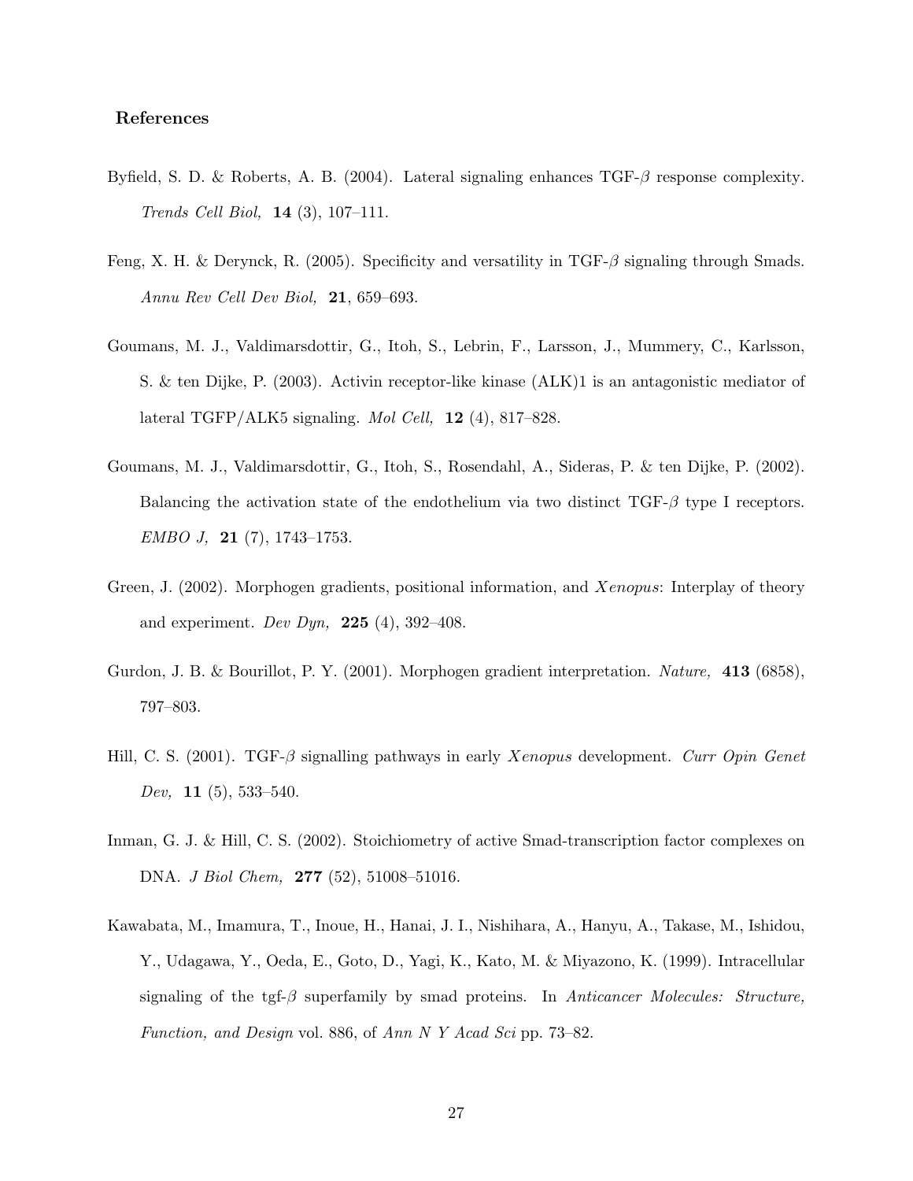## References

Byfield, S. D. & Roberts, A. B. (2004). Lateral signaling enhances TGF-$\beta$ response complexity. *Trends Cell Biol,* **14** (3), 107–111.

Feng, X. H. & Derynck, R. (2005). Specificity and versatility in TGF-$\beta$ signaling through Smads. *Annu Rev Cell Dev Biol,* **21**, 659–693.

Goumans, M. J., Valdimarsdottir, G., Itoh, S., Lebrin, F., Larsson, J., Mummery, C., Karlsson, S. & ten Dijke, P. (2003). Activin receptor-like kinase (ALK)1 is an antagonistic mediator of lateral TGFP/ALK5 signaling. *Mol Cell,* **12** (4), 817–828.

Goumans, M. J., Valdimarsdottir, G., Itoh, S., Rosendahl, A., Sideras, P. & ten Dijke, P. (2002). Balancing the activation state of the endothelium via two distinct TGF-$\beta$ type I receptors. *EMBO J,* **21** (7), 1743–1753.

Green, J. (2002). Morphogen gradients, positional information, and *Xenopus*: Interplay of theory and experiment. *Dev Dyn,* **225** (4), 392–408.

Gurdon, J. B. & Bourillot, P. Y. (2001). Morphogen gradient interpretation. *Nature,* **413** (6858), 797–803.

Hill, C. S. (2001). TGF-$\beta$ signalling pathways in early *Xenopus* development. *Curr Opin Genet Dev,* **11** (5), 533–540.

Inman, G. J. & Hill, C. S. (2002). Stoichiometry of active Smad-transcription factor complexes on DNA. *J Biol Chem,* **277** (52), 51008–51016.

Kawabata, M., Imamura, T., Inoue, H., Hanai, J. I., Nishihara, A., Hanyu, A., Takase, M., Ishidou, Y., Udagawa, Y., Oeda, E., Goto, D., Yagi, K., Kato, M. & Miyazono, K. (1999). Intracellular signaling of the tgf-$\beta$ superfamily by smad proteins. In *Anticancer Molecules: Structure, Function, and Design* vol. 886, of *Ann N Y Acad Sci* pp. 73–82.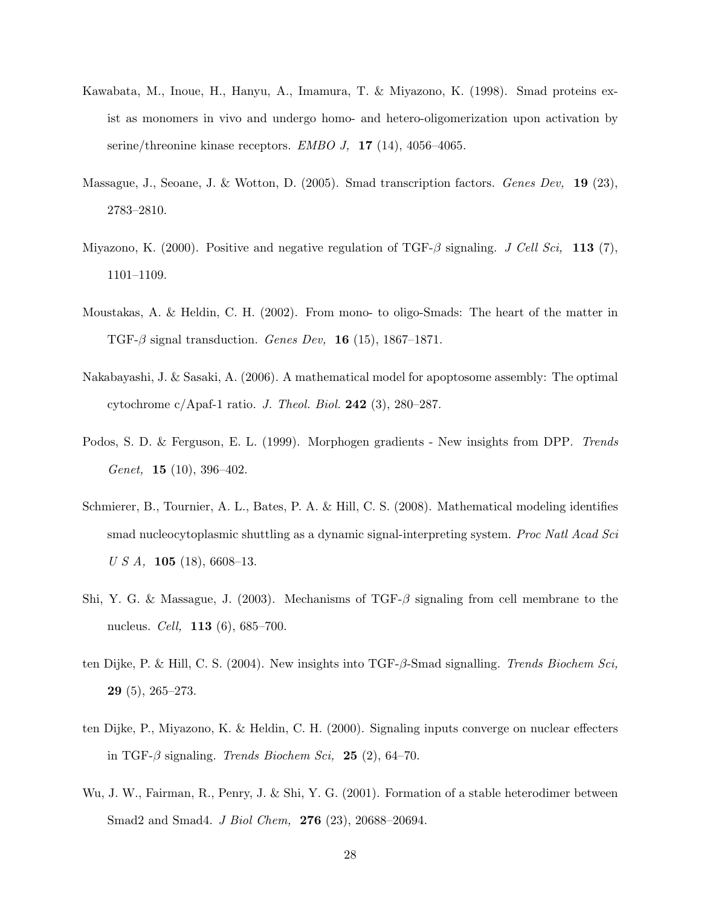Kawabata, M., Inoue, H., Hanyu, A., Imamura, T. & Miyazono, K. (1998). Smad proteins exist as monomers in vivo and undergo homo- and hetero-oligomerization upon activation by serine/threonine kinase receptors. *EMBO J,* **17** (14), 4056–4065.

Massague, J., Seoane, J. & Wotton, D. (2005). Smad transcription factors. *Genes Dev,* **19** (23), 2783–2810.

Miyazono, K. (2000). Positive and negative regulation of TGF-$\beta$ signaling. *J Cell Sci,* **113** (7), 1101–1109.

Moustakas, A. & Heldin, C. H. (2002). From mono- to oligo-Smads: The heart of the matter in TGF-$\beta$ signal transduction. *Genes Dev,* **16** (15), 1867–1871.

Nakabayashi, J. & Sasaki, A. (2006). A mathematical model for apoptosome assembly: The optimal cytochrome c/Apaf-1 ratio. *J. Theol. Biol.* **242** (3), 280–287.

Podos, S. D. & Ferguson, E. L. (1999). Morphogen gradients - New insights from DPP. *Trends Genet,* **15** (10), 396–402.

Schmierer, B., Tournier, A. L., Bates, P. A. & Hill, C. S. (2008). Mathematical modeling identifies smad nucleocytoplasmic shuttling as a dynamic signal-interpreting system. *Proc Natl Acad Sci U S A,* **105** (18), 6608–13.

Shi, Y. G. & Massague, J. (2003). Mechanisms of TGF-$\beta$ signaling from cell membrane to the nucleus. *Cell,* **113** (6), 685–700.

ten Dijke, P. & Hill, C. S. (2004). New insights into TGF-$\beta$-Smad signalling. *Trends Biochem Sci,* **29** (5), 265–273.

ten Dijke, P., Miyazono, K. & Heldin, C. H. (2000). Signaling inputs converge on nuclear effecters in TGF-$\beta$ signaling. *Trends Biochem Sci,* **25** (2), 64–70.

Wu, J. W., Fairman, R., Penry, J. & Shi, Y. G. (2001). Formation of a stable heterodimer between Smad2 and Smad4. *J Biol Chem,* **276** (23), 20688–20694.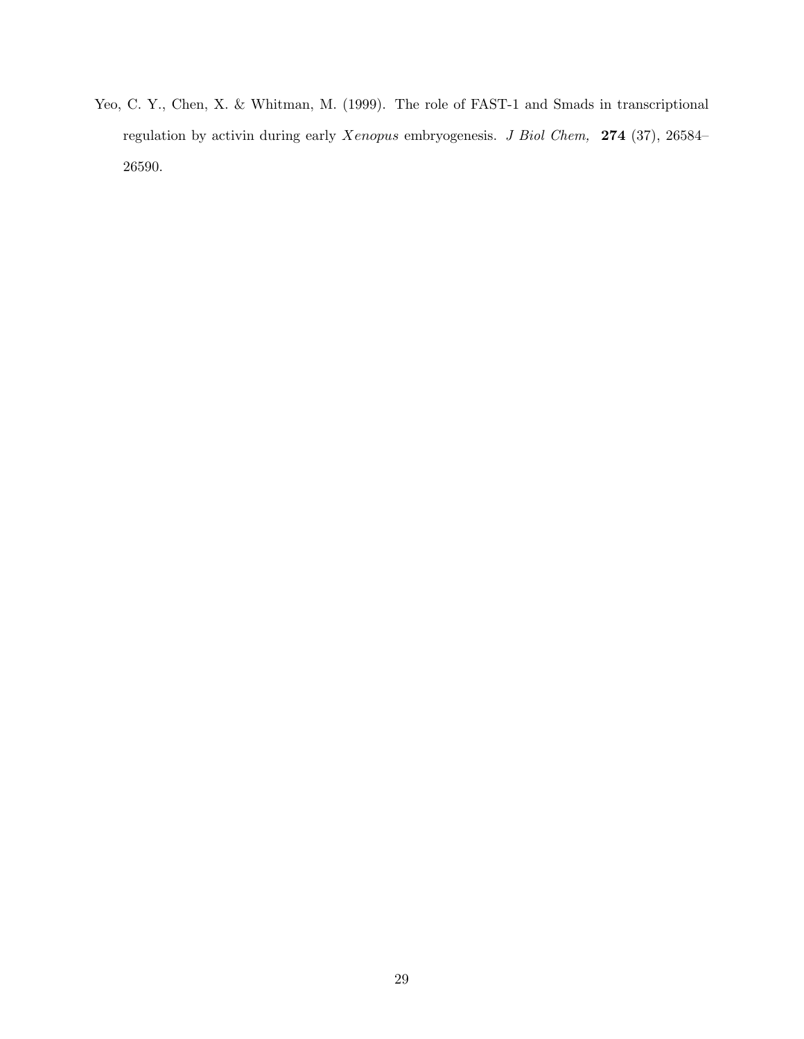Yeo, C. Y., Chen, X. & Whitman, M. (1999). The role of FAST-1 and Smads in transcriptional regulation by activin during early *Xenopus* embryogenesis. *J Biol Chem,* **274** (37), 26584–26590.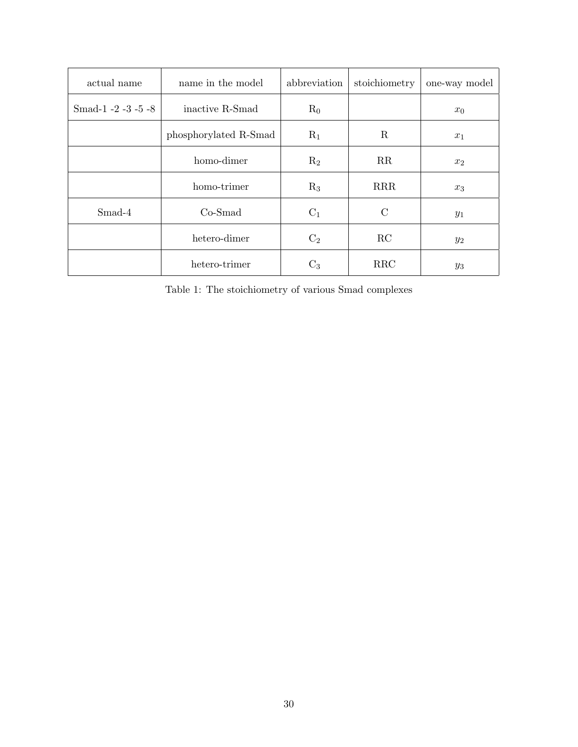| actual name | name in the model | abbreviation | stoichiometry | one-way model |
|---|---|---|---|---|
| Smad-1 -2 -3 -5 -8 | inactive R-Smad | $R_0$ | | $x_0$ |
| | phosphorylated R-Smad | $R_1$ | R | $x_1$ |
| | homo-dimer | $R_2$ | RR | $x_2$ |
| | homo-trimer | $R_3$ | RRR | $x_3$ |
| Smad-4 | Co-Smad | $C_1$ | C | $y_1$ |
| | hetero-dimer | $C_2$ | RC | $y_2$ |
| | hetero-trimer | $C_3$ | RRC | $y_3$ |

Table 1: The stoichiometry of various Smad complexes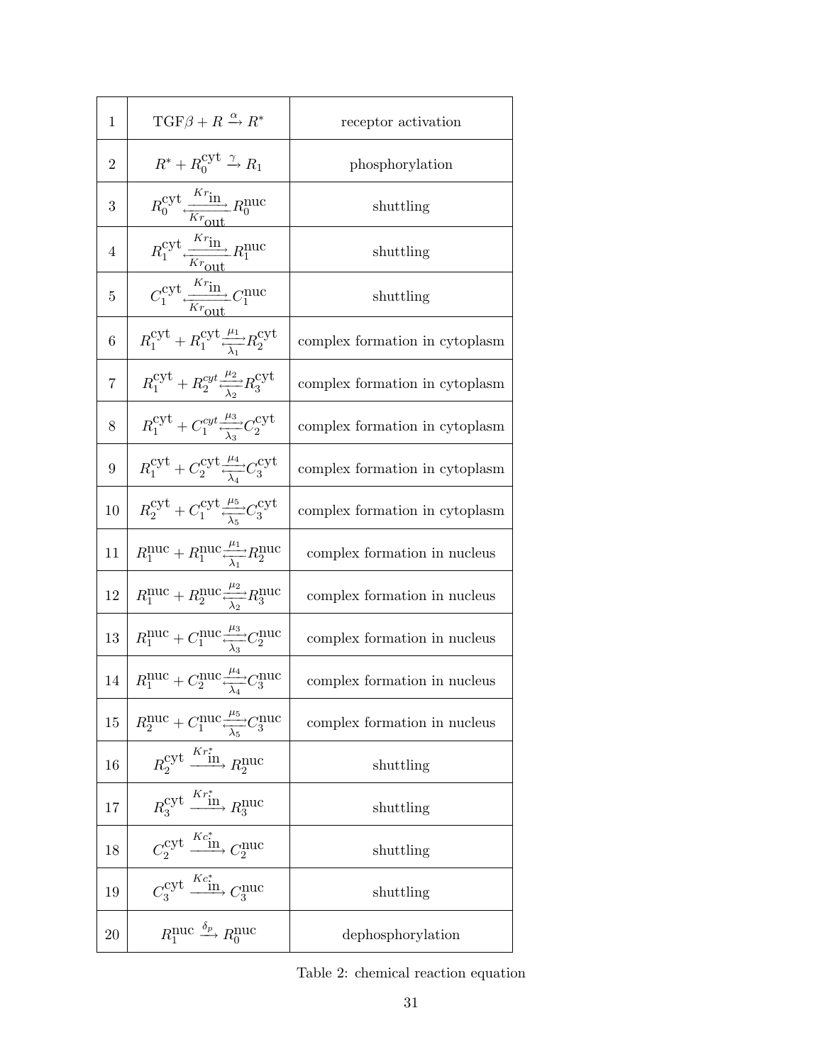| | | |
|---|---|---|
| 1 | $\text{TGF}\beta + R \xrightarrow{\alpha} R^*$ | receptor activation |
| 2 | $R^* + R_0^{\text{cyt}} \xrightarrow{\gamma} R_1$ | phosphorylation |
| 3 | $R_0^{\text{cyt}} \underset{Kr_{\text{out}}}{\overset{Kr_{\text{in}}}{\rightleftharpoons}} R_0^{\text{nuc}}$ | shuttling |
| 4 | $R_1^{\text{cyt}} \underset{Kr_{\text{out}}}{\overset{Kr_{\text{in}}}{\rightleftharpoons}} R_1^{\text{nuc}}$ | shuttling |
| 5 | $C_1^{\text{cyt}} \underset{Kr_{\text{out}}}{\overset{Kr_{\text{in}}}{\rightleftharpoons}} C_1^{\text{nuc}}$ | shuttling |
| 6 | $R_1^{\text{cyt}} + R_1^{\text{cyt}} \underset{\lambda_1}{\overset{\mu_1}{\rightleftharpoons}} R_2^{\text{cyt}}$ | complex formation in cytoplasm |
| 7 | $R_1^{\text{cyt}} + R_2^{cyt} \underset{\lambda_2}{\overset{\mu_2}{\rightleftharpoons}} R_3^{\text{cyt}}$ | complex formation in cytoplasm |
| 8 | $R_1^{\text{cyt}} + C_1^{cyt} \underset{\lambda_3}{\overset{\mu_3}{\rightleftharpoons}} C_2^{\text{cyt}}$ | complex formation in cytoplasm |
| 9 | $R_1^{\text{cyt}} + C_2^{\text{cyt}} \underset{\lambda_4}{\overset{\mu_4}{\rightleftharpoons}} C_3^{\text{cyt}}$ | complex formation in cytoplasm |
| 10 | $R_2^{\text{cyt}} + C_1^{\text{cyt}} \underset{\lambda_5}{\overset{\mu_5}{\rightleftharpoons}} C_3^{\text{cyt}}$ | complex formation in cytoplasm |
| 11 | $R_1^{\text{nuc}} + R_1^{\text{nuc}} \underset{\lambda_1}{\overset{\mu_1}{\rightleftharpoons}} R_2^{\text{nuc}}$ | complex formation in nucleus |
| 12 | $R_1^{\text{nuc}} + R_2^{\text{nuc}} \underset{\lambda_2}{\overset{\mu_2}{\rightleftharpoons}} R_3^{\text{nuc}}$ | complex formation in nucleus |
| 13 | $R_1^{\text{nuc}} + C_1^{\text{nuc}} \underset{\lambda_3}{\overset{\mu_3}{\rightleftharpoons}} C_2^{\text{nuc}}$ | complex formation in nucleus |
| 14 | $R_1^{\text{nuc}} + C_2^{\text{nuc}} \underset{\lambda_4}{\overset{\mu_4}{\rightleftharpoons}} C_3^{\text{nuc}}$ | complex formation in nucleus |
| 15 | $R_2^{\text{nuc}} + C_1^{\text{nuc}} \underset{\lambda_5}{\overset{\mu_5}{\rightleftharpoons}} C_3^{\text{nuc}}$ | complex formation in nucleus |
| 16 | $R_2^{\text{cyt}} \xrightarrow{Kr^*_{\text{in}}} R_2^{\text{nuc}}$ | shuttling |
| 17 | $R_3^{\text{cyt}} \xrightarrow{Kr^*_{\text{in}}} R_3^{\text{nuc}}$ | shuttling |
| 18 | $C_2^{\text{cyt}} \xrightarrow{Kc^*_{\text{in}}} C_2^{\text{nuc}}$ | shuttling |
| 19 | $C_3^{\text{cyt}} \xrightarrow{Kc^*_{\text{in}}} C_3^{\text{nuc}}$ | shuttling |
| 20 | $R_1^{\text{nuc}} \xrightarrow{\delta_p} R_0^{\text{nuc}}$ | dephosphorylation |

Table 2: chemical reaction equation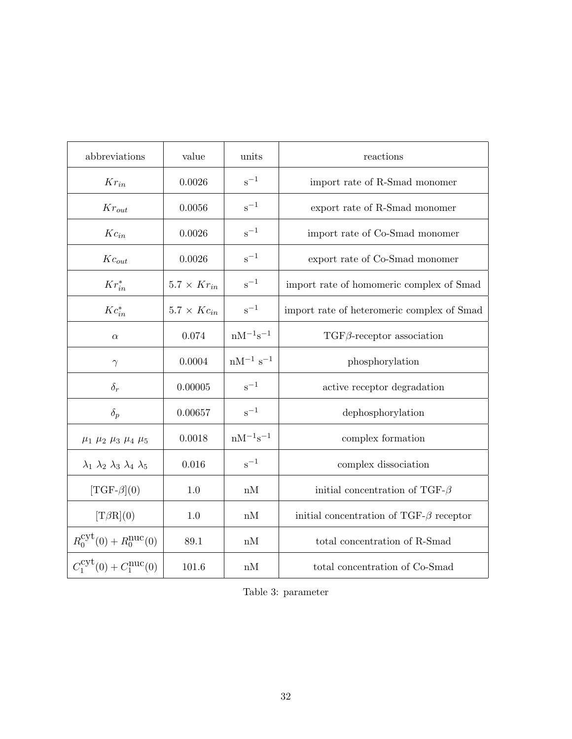| abbreviations | value | units | reactions |
|---|---|---|---|
| $Kr_{in}$ | 0.0026 | $\mathrm{s}^{-1}$ | import rate of R-Smad monomer |
| $Kr_{out}$ | 0.0056 | $\mathrm{s}^{-1}$ | export rate of R-Smad monomer |
| $Kc_{in}$ | 0.0026 | $\mathrm{s}^{-1}$ | import rate of Co-Smad monomer |
| $Kc_{out}$ | 0.0026 | $\mathrm{s}^{-1}$ | export rate of Co-Smad monomer |
| $Kr^*_{in}$ | $5.7 \times Kr_{in}$ | $\mathrm{s}^{-1}$ | import rate of homomeric complex of Smad |
| $Kc^*_{in}$ | $5.7 \times Kc_{in}$ | $\mathrm{s}^{-1}$ | import rate of heteromeric complex of Smad |
| $\alpha$ | 0.074 | $\mathrm{nM}^{-1}\mathrm{s}^{-1}$ | TGF$\beta$-receptor association |
| $\gamma$ | 0.0004 | $\mathrm{nM}^{-1}\ \mathrm{s}^{-1}$ | phosphorylation |
| $\delta_r$ | 0.00005 | $\mathrm{s}^{-1}$ | active receptor degradation |
| $\delta_p$ | 0.00657 | $\mathrm{s}^{-1}$ | dephosphorylation |
| $\mu_1\ \mu_2\ \mu_3\ \mu_4\ \mu_5$ | 0.0018 | $\mathrm{nM}^{-1}\mathrm{s}^{-1}$ | complex formation |
| $\lambda_1\ \lambda_2\ \lambda_3\ \lambda_4\ \lambda_5$ | 0.016 | $\mathrm{s}^{-1}$ | complex dissociation |
| $[\mathrm{TGF}\text{-}\beta](0)$ | 1.0 | nM | initial concentration of TGF-$\beta$ |
| $[\mathrm{T}\beta\mathrm{R}](0)$ | 1.0 | nM | initial concentration of TGF-$\beta$ receptor |
| $R_0^{\mathrm{cyt}}(0) + R_0^{\mathrm{nuc}}(0)$ | 89.1 | nM | total concentration of R-Smad |
| $C_1^{\mathrm{cyt}}(0) + C_1^{\mathrm{nuc}}(0)$ | 101.6 | nM | total concentration of Co-Smad |

Table 3: parameter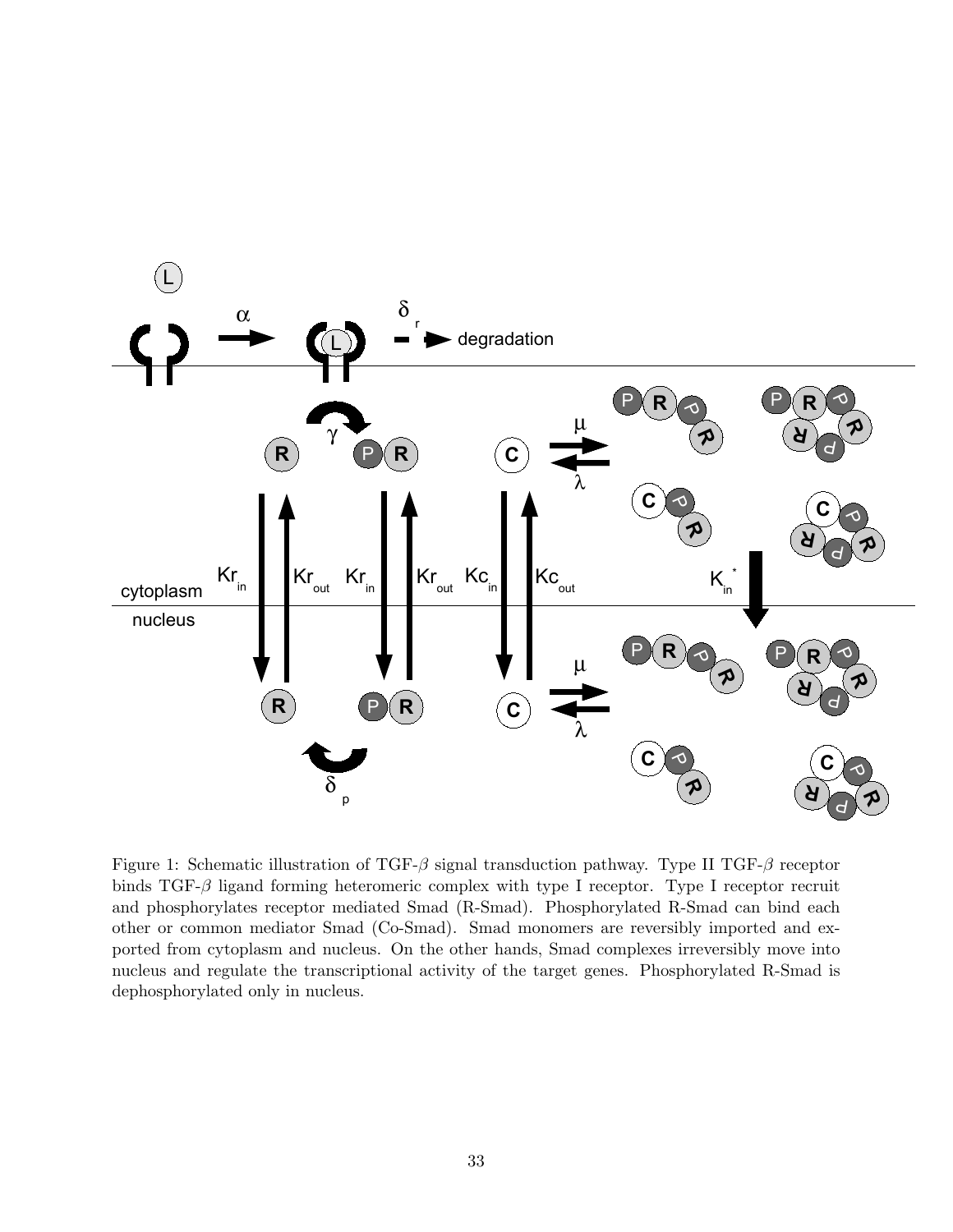Figure 1: Schematic illustration of TGF-$\beta$ signal transduction pathway. Type II TGF-$\beta$ receptor binds TGF-$\beta$ ligand forming heteromeric complex with type I receptor. Type I receptor recruit and phosphorylates receptor mediated Smad (R-Smad). Phosphorylated R-Smad can bind each other or common mediator Smad (Co-Smad). Smad monomers are reversibly imported and exported from cytoplasm and nucleus. On the other hands, Smad complexes irreversibly move into nucleus and regulate the transcriptional activity of the target genes. Phosphorylated R-Smad is dephosphorylated only in nucleus.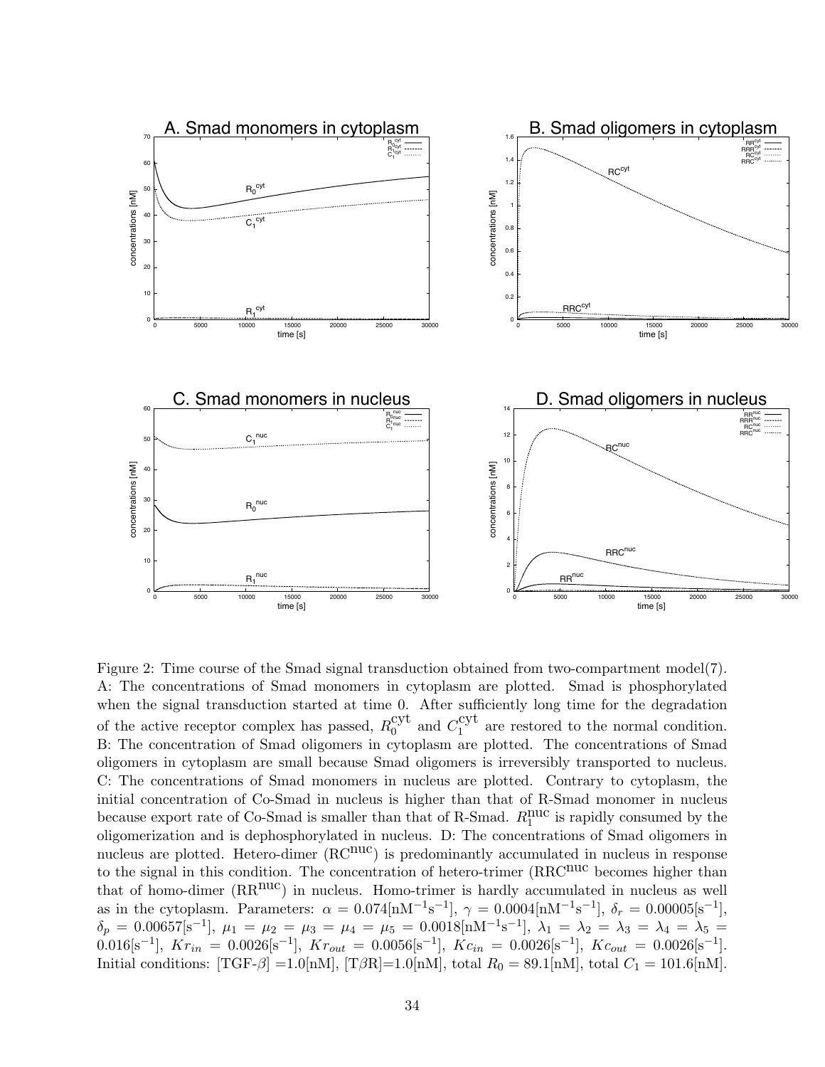A. Smad monomers in cytoplasm

concentrations [nM]

time [s]

$R_0^{cyt}$

$C_1^{cyt}$

$R_1^{cyt}$

B. Smad oligomers in cytoplasm

concentrations [nM]

time [s]

$RC^{cyt}$

$RRC^{cyt}$

C. Smad monomers in nucleus

concentrations [nM]

time [s]

$C_1^{nuc}$

$R_0^{nuc}$

$R_1^{nuc}$

D. Smad oligomers in nucleus

concentrations [nM]

time [s]

$RC^{nuc}$

$RRC^{nuc}$

$RR^{nuc}$

Figure 2: Time course of the Smad signal transduction obtained from two-compartment model(7). A: The concentrations of Smad monomers in cytoplasm are plotted. Smad is phosphorylated when the signal transduction started at time 0. After sufficiently long time for the degradation of the active receptor complex has passed, $R_0^{\text{cyt}}$ and $C_1^{\text{cyt}}$ are restored to the normal condition. B: The concentration of Smad oligomers in cytoplasm are plotted. The concentrations of Smad oligomers in cytoplasm are small because Smad oligomers is irreversibly transported to nucleus. C: The concentrations of Smad monomers in nucleus are plotted. Contrary to cytoplasm, the initial concentration of Co-Smad in nucleus is higher than that of R-Smad monomer in nucleus because export rate of Co-Smad is smaller than that of R-Smad. $R_1^{\text{nuc}}$ is rapidly consumed by the oligomerization and is dephosphorylated in nucleus. D: The concentrations of Smad oligomers in nucleus are plotted. Hetero-dimer ($\text{RC}^{\text{nuc}}$) is predominantly accumulated in nucleus in response to the signal in this condition. The concentration of hetero-trimer ($\text{RRC}^{\text{nuc}}$ becomes higher than that of homo-dimer ($\text{RR}^{\text{nuc}}$) in nucleus. Homo-trimer is hardly accumulated in nucleus as well as in the cytoplasm. Parameters: $\alpha = 0.074[\text{nM}^{-1}\text{s}^{-1}]$, $\gamma = 0.0004[\text{nM}^{-1}\text{s}^{-1}]$, $\delta_r = 0.00005[\text{s}^{-1}]$, $\delta_p = 0.00657[\text{s}^{-1}]$, $\mu_1 = \mu_2 = \mu_3 = \mu_4 = \mu_5 = 0.0018[\text{nM}^{-1}\text{s}^{-1}]$, $\lambda_1 = \lambda_2 = \lambda_3 = \lambda_4 = \lambda_5 = 0.016[\text{s}^{-1}]$, $Kr_{in} = 0.0026[\text{s}^{-1}]$, $Kr_{out} = 0.0056[\text{s}^{-1}]$, $Kc_{in} = 0.0026[\text{s}^{-1}]$, $Kc_{out} = 0.0026[\text{s}^{-1}]$. Initial conditions: [TGF-$\beta$] =1.0[nM], [T$\beta$R]=1.0[nM], total $R_0 = 89.1$[nM], total $C_1 = 101.6$[nM].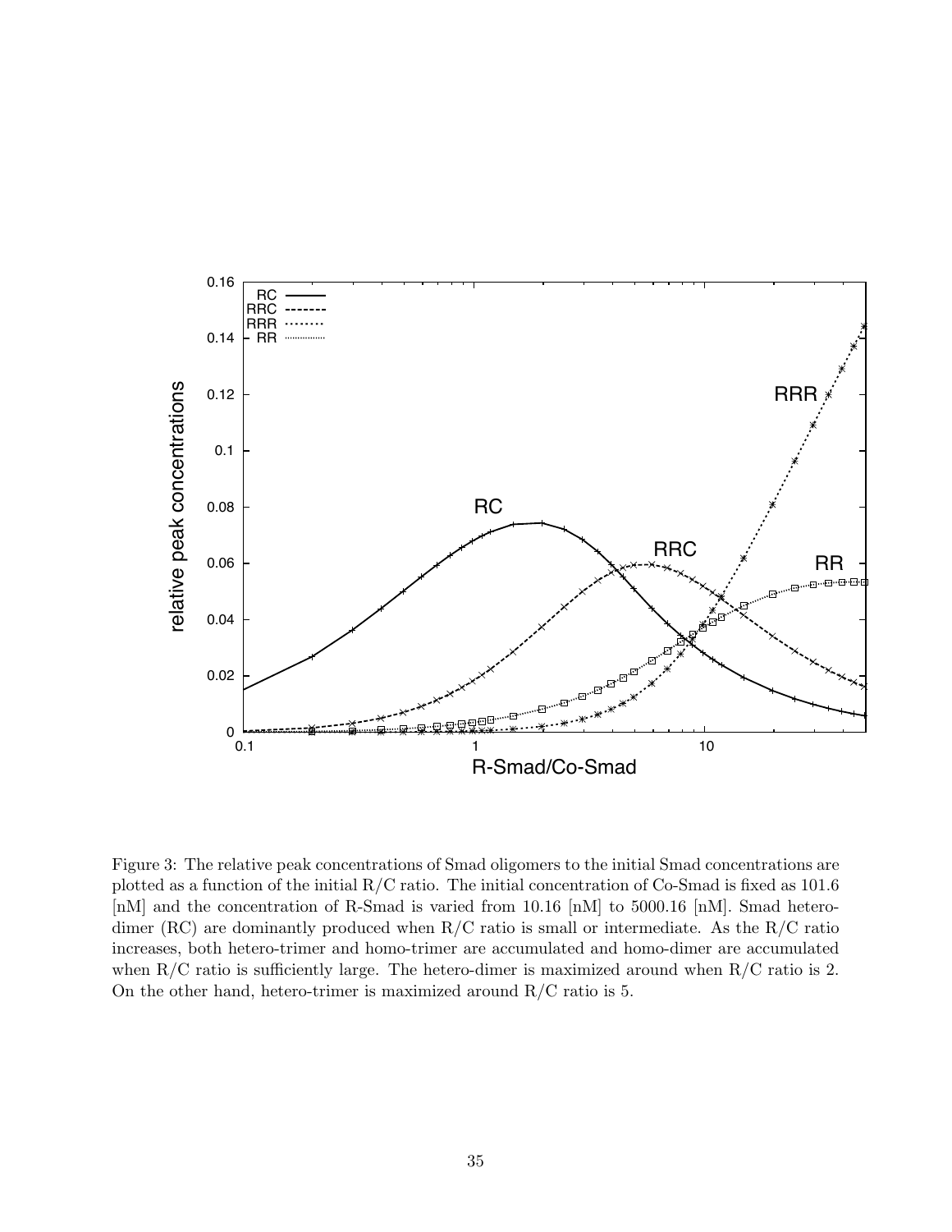RC
RRC
RRR
RR

0.16
0.14
0.12
0.1
0.08
0.06
0.04
0.02
0

relative peak concentrations

0.1
1
10

R-Smad/Co-Smad

RC
RRC
RRR
RR

Figure 3: The relative peak concentrations of Smad oligomers to the initial Smad concentrations are plotted as a function of the initial R/C ratio. The initial concentration of Co-Smad is fixed as 101.6 [nM] and the concentration of R-Smad is varied from 10.16 [nM] to 5000.16 [nM]. Smad hetero-dimer (RC) are dominantly produced when R/C ratio is small or intermediate. As the R/C ratio increases, both hetero-trimer and homo-trimer are accumulated and homo-dimer are accumulated when R/C ratio is sufficiently large. The hetero-dimer is maximized around when R/C ratio is 2. On the other hand, hetero-trimer is maximized around R/C ratio is 5.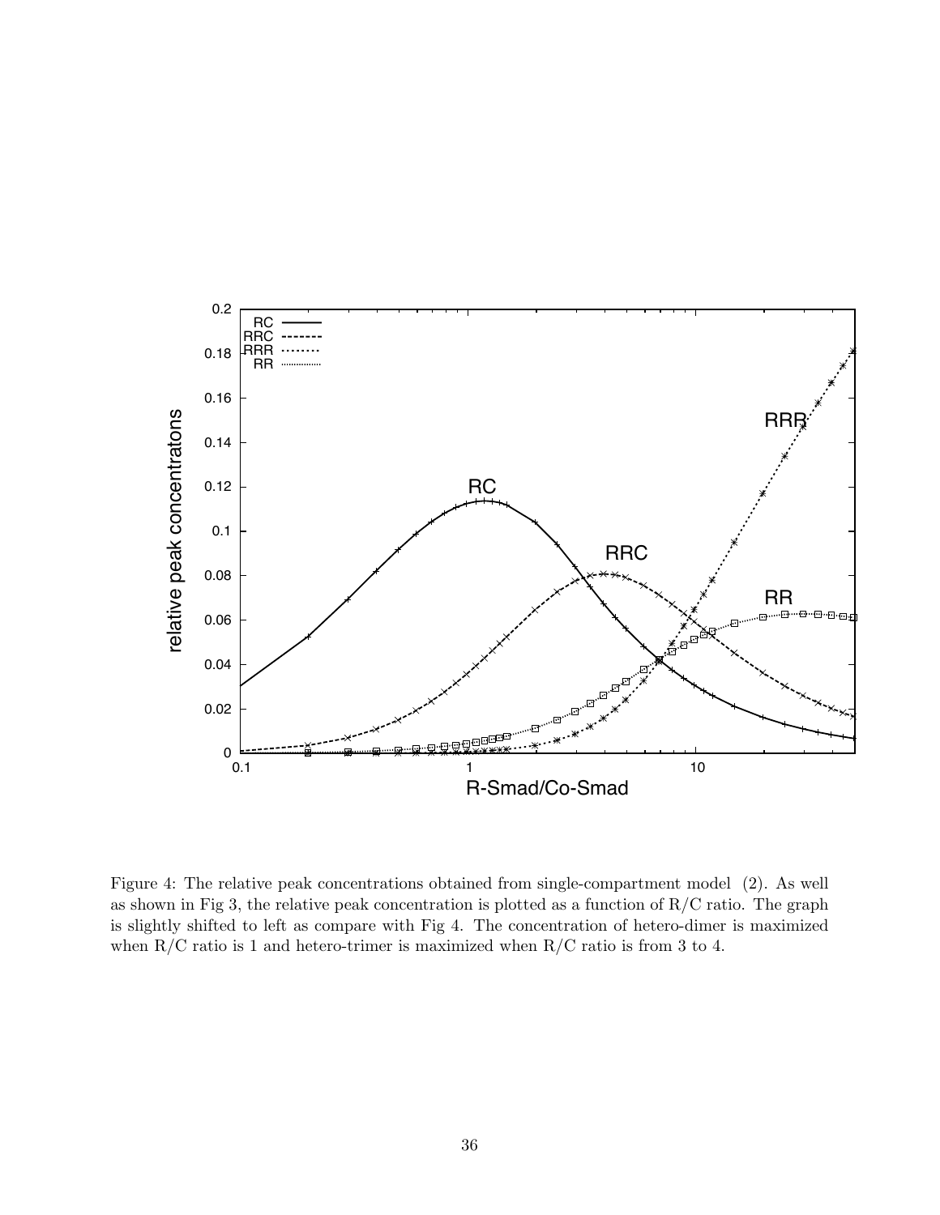0.2
RC
RRC
RRR
RR
0.18
0.16
0.14
0.12
0.1
0.08
0.06
0.04
0.02
0
relative peak concentratons
RRR
RC
RRC
RR
0.1
1
10
R-Smad/Co-Smad

Figure 4: The relative peak concentrations obtained from single-compartment model (2). As well as shown in Fig 3, the relative peak concentration is plotted as a function of R/C ratio. The graph is slightly shifted to left as compare with Fig 4. The concentration of hetero-dimer is maximized when R/C ratio is 1 and hetero-trimer is maximized when R/C ratio is from 3 to 4.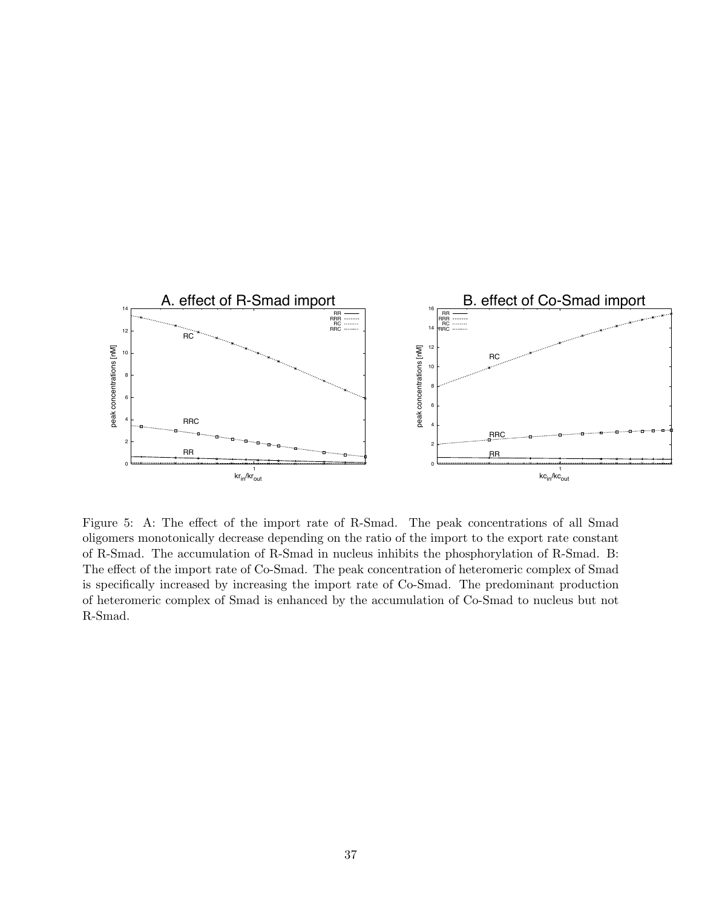A. effect of R-Smad import

peak concentrations [nM]

14
12
10
8
6
4
2
0

RR
RRR
RC
RRC

RC
RRC
RR

1

$kr_{in}/kr_{out}$

B. effect of Co-Smad import

peak concentrations [nM]

16
14
12
10
8
6
4
2
0

RR
RRR
RC
RRC

RC
RRC
RR

1

$kc_{in}/kc_{out}$

Figure 5: A: The effect of the import rate of R-Smad. The peak concentrations of all Smad oligomers monotonically decrease depending on the ratio of the import to the export rate constant of R-Smad. The accumulation of R-Smad in nucleus inhibits the phosphorylation of R-Smad. B: The effect of the import rate of Co-Smad. The peak concentration of heteromeric complex of Smad is specifically increased by increasing the import rate of Co-Smad. The predominant production of heteromeric complex of Smad is enhanced by the accumulation of Co-Smad to nucleus but not R-Smad.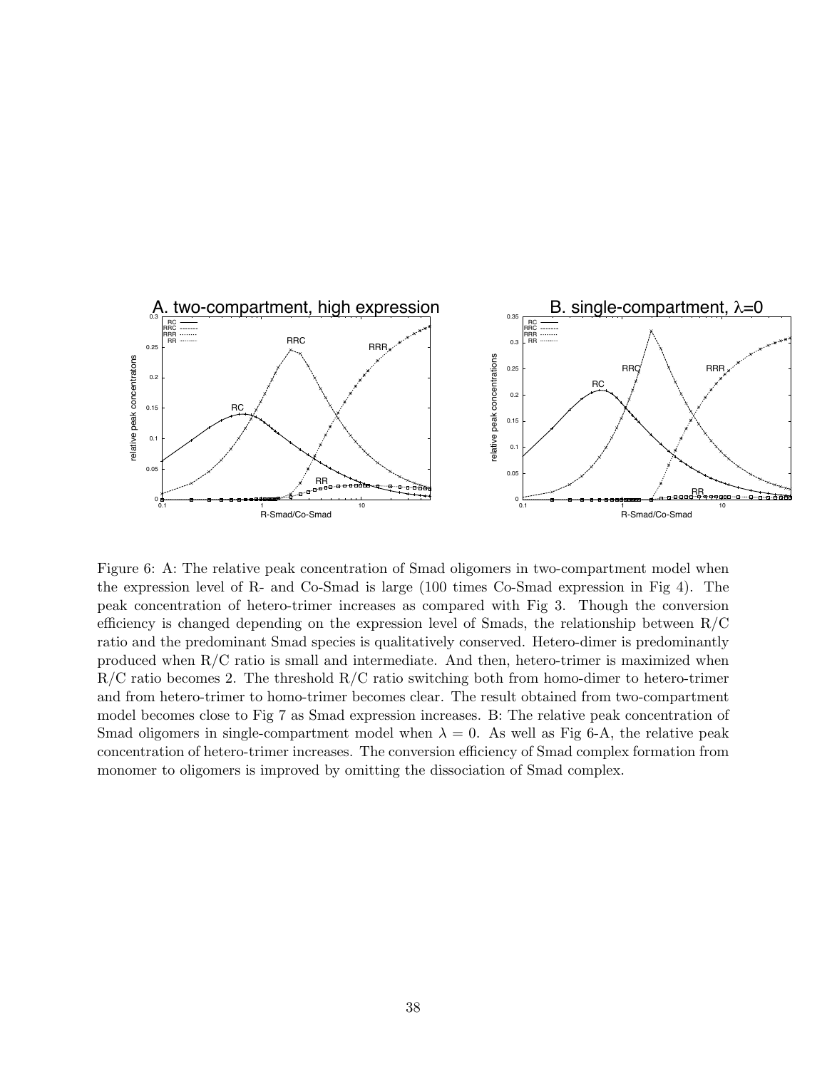A. two-compartment, high expression

RC
RRC
RRR
RR

relative peak concentratons

R-Smad/Co-Smad

0.3
0.25
0.2
0.15
0.1
0.05
0
0.1
1
10

B. single-compartment, λ=0

RC
RRC
RRR
RR

relative peak concentrations

R-Smad/Co-Smad

0.35
0.3
0.25
0.2
0.15
0.1
0.05
0
0.1
1
10

Figure 6: A: The relative peak concentration of Smad oligomers in two-compartment model when the expression level of R- and Co-Smad is large (100 times Co-Smad expression in Fig 4). The peak concentration of hetero-trimer increases as compared with Fig 3. Though the conversion efficiency is changed depending on the expression level of Smads, the relationship between R/C ratio and the predominant Smad species is qualitatively conserved. Hetero-dimer is predominantly produced when R/C ratio is small and intermediate. And then, hetero-trimer is maximized when R/C ratio becomes 2. The threshold R/C ratio switching both from homo-dimer to hetero-trimer and from hetero-trimer to homo-trimer becomes clear. The result obtained from two-compartment model becomes close to Fig 7 as Smad expression increases. B: The relative peak concentration of Smad oligomers in single-compartment model when $\lambda = 0$. As well as Fig 6-A, the relative peak concentration of hetero-trimer increases. The conversion efficiency of Smad complex formation from monomer to oligomers is improved by omitting the dissociation of Smad complex.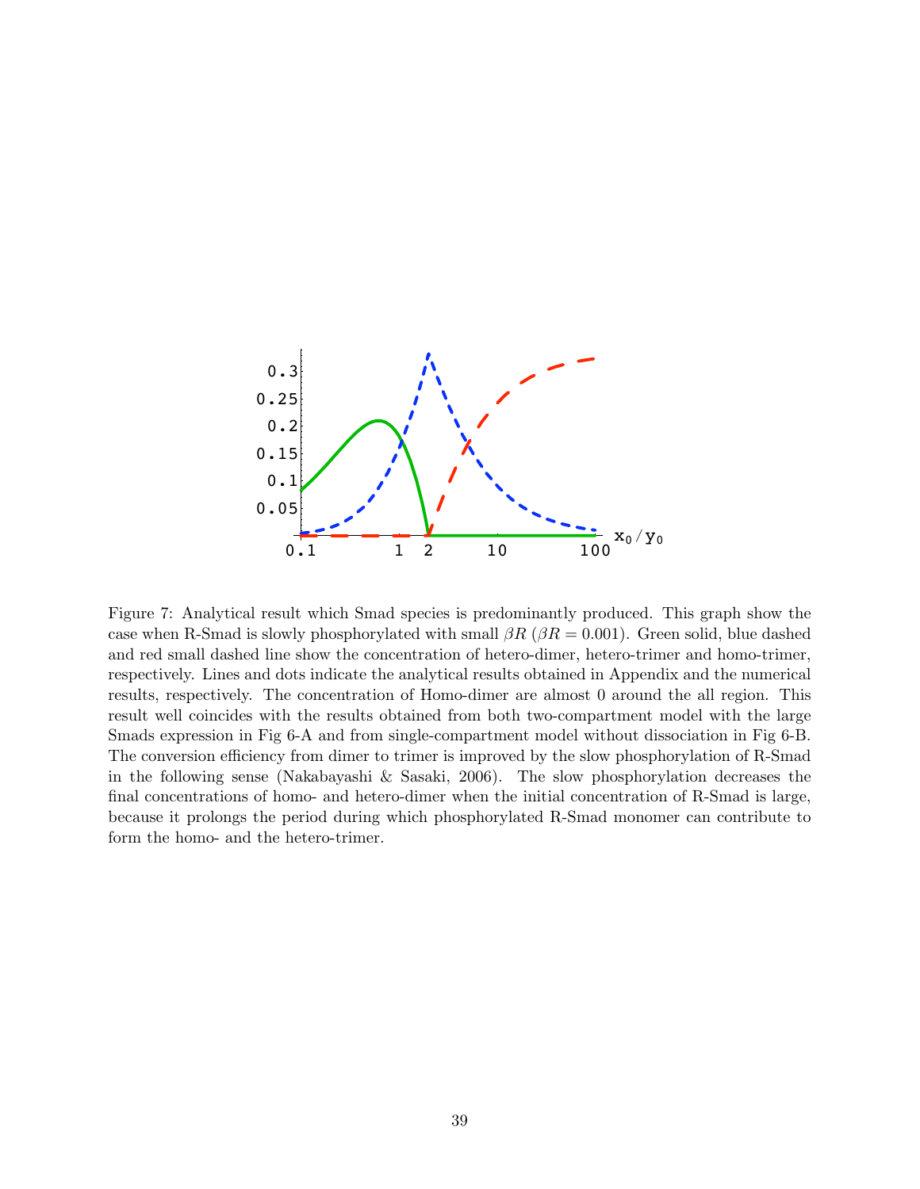0.3
0.25
0.2
0.15
0.1
0.05
0.1
1
2
10
100
$x_0/y_0$

Figure 7: Analytical result which Smad species is predominantly produced. This graph show the case when R-Smad is slowly phosphorylated with small $\beta R$ ($\beta R = 0.001$). Green solid, blue dashed and red small dashed line show the concentration of hetero-dimer, hetero-trimer and homo-trimer, respectively. Lines and dots indicate the analytical results obtained in Appendix and the numerical results, respectively. The concentration of Homo-dimer are almost 0 around the all region. This result well coincides with the results obtained from both two-compartment model with the large Smads expression in Fig 6-A and from single-compartment model without dissociation in Fig 6-B. The conversion efficiency from dimer to trimer is improved by the slow phosphorylation of R-Smad in the following sense (Nakabayashi & Sasaki, 2006). The slow phosphorylation decreases the final concentrations of homo- and hetero-dimer when the initial concentration of R-Smad is large, because it prolongs the period during which phosphorylated R-Smad monomer can contribute to form the homo- and the hetero-trimer.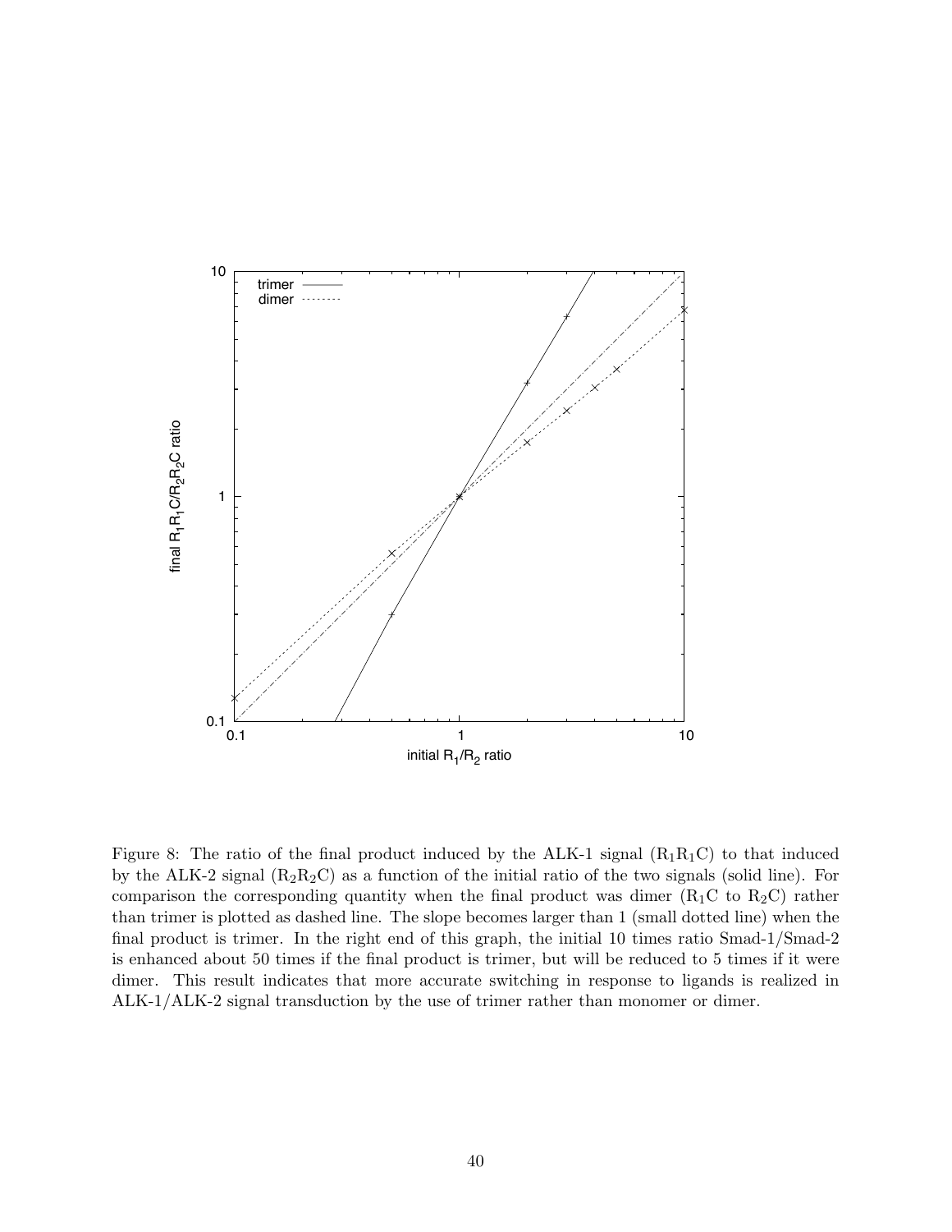trimer
dimer

10

1

0.1

0.1

1

10

final $R_1R_1C/R_2R_2C$ ratio

initial $R_1/R_2$ ratio

Figure 8: The ratio of the final product induced by the ALK-1 signal ($R_1R_1C$) to that induced by the ALK-2 signal ($R_2R_2C$) as a function of the initial ratio of the two signals (solid line). For comparison the corresponding quantity when the final product was dimer ($R_1C$ to $R_2C$) rather than trimer is plotted as dashed line. The slope becomes larger than 1 (small dotted line) when the final product is trimer. In the right end of this graph, the initial 10 times ratio Smad-1/Smad-2 is enhanced about 50 times if the final product is trimer, but will be reduced to 5 times if it were dimer. This result indicates that more accurate switching in response to ligands is realized in ALK-1/ALK-2 signal transduction by the use of trimer rather than monomer or dimer.